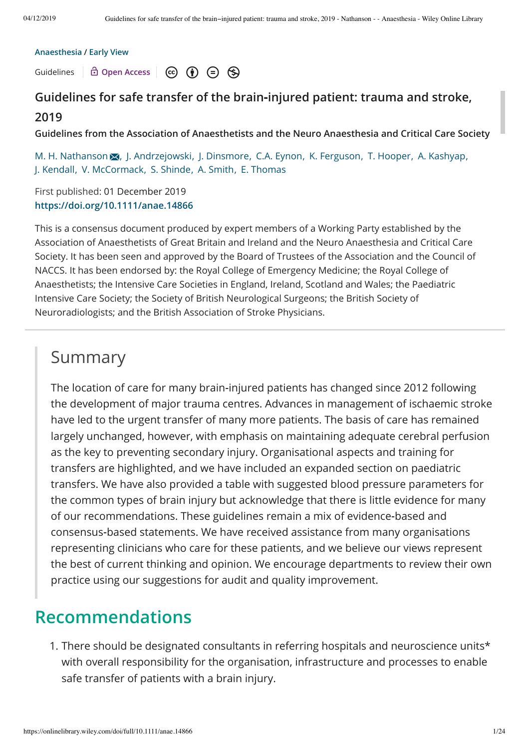Anaesthesia / Early View

Guidelines | Open Access

# Guidelines for safe transfer of the brain‐injured patient: trauma and stroke, 2019

**Guidelines from the Association of Anaesthetists and the Neuro Anaesthesia and Critical Care Society**

M. H. Nathanson, J. Andrzejowski, J. Dinsmore, C.A. Eynon, K. Ferguson, T. Hooper, A. Kashyap, J. Kendall, V. McCormack, S. Shinde, A. Smith, E. Thomas

First published: 01 December 2019
https://doi.org/10.1111/anae.14866

This is a consensus document produced by expert members of a Working Party established by the Association of Anaesthetists of Great Britain and Ireland and the Neuro Anaesthesia and Critical Care Society. It has been seen and approved by the Board of Trustees of the Association and the Council of NACCS. It has been endorsed by: the Royal College of Emergency Medicine; the Royal College of Anaesthetists; the Intensive Care Societies in England, Ireland, Scotland and Wales; the Paediatric Intensive Care Society; the Society of British Neurological Surgeons; the British Society of Neuroradiologists; and the British Association of Stroke Physicians.

## Summary

The location of care for many brain‐injured patients has changed since 2012 following the development of major trauma centres. Advances in management of ischaemic stroke have led to the urgent transfer of many more patients. The basis of care has remained largely unchanged, however, with emphasis on maintaining adequate cerebral perfusion as the key to preventing secondary injury. Organisational aspects and training for transfers are highlighted, and we have included an expanded section on paediatric transfers. We have also provided a table with suggested blood pressure parameters for the common types of brain injury but acknowledge that there is little evidence for many of our recommendations. These guidelines remain a mix of evidence‐based and consensus‐based statements. We have received assistance from many organisations representing clinicians who care for these patients, and we believe our views represent the best of current thinking and opinion. We encourage departments to review their own practice using our suggestions for audit and quality improvement.

## Recommendations

1. There should be designated consultants in referring hospitals and neuroscience units* with overall responsibility for the organisation, infrastructure and processes to enable safe transfer of patients with a brain injury.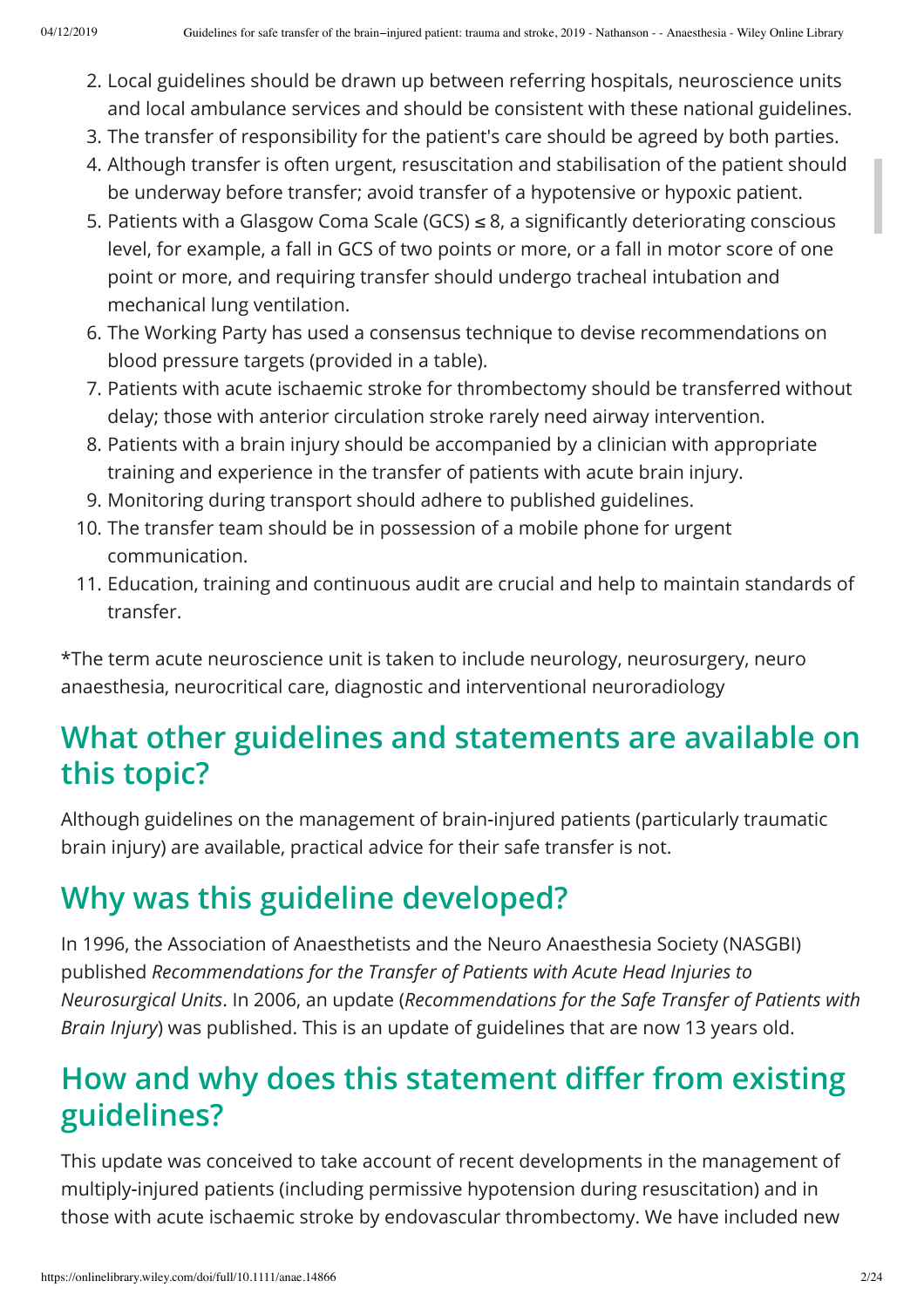2. Local guidelines should be drawn up between referring hospitals, neuroscience units and local ambulance services and should be consistent with these national guidelines.
3. The transfer of responsibility for the patient's care should be agreed by both parties.
4. Although transfer is often urgent, resuscitation and stabilisation of the patient should be underway before transfer; avoid transfer of a hypotensive or hypoxic patient.
5. Patients with a Glasgow Coma Scale (GCS) ≤ 8, a significantly deteriorating conscious level, for example, a fall in GCS of two points or more, or a fall in motor score of one point or more, and requiring transfer should undergo tracheal intubation and mechanical lung ventilation.
6. The Working Party has used a consensus technique to devise recommendations on blood pressure targets (provided in a table).
7. Patients with acute ischaemic stroke for thrombectomy should be transferred without delay; those with anterior circulation stroke rarely need airway intervention.
8. Patients with a brain injury should be accompanied by a clinician with appropriate training and experience in the transfer of patients with acute brain injury.
9. Monitoring during transport should adhere to published guidelines.
10. The transfer team should be in possession of a mobile phone for urgent communication.
11. Education, training and continuous audit are crucial and help to maintain standards of transfer.

*The term acute neuroscience unit is taken to include neurology, neurosurgery, neuro anaesthesia, neurocritical care, diagnostic and interventional neuroradiology

## What other guidelines and statements are available on this topic?

Although guidelines on the management of brain-injured patients (particularly traumatic brain injury) are available, practical advice for their safe transfer is not.

## Why was this guideline developed?

In 1996, the Association of Anaesthetists and the Neuro Anaesthesia Society (NASGBI) published *Recommendations for the Transfer of Patients with Acute Head Injuries to Neurosurgical Units*. In 2006, an update (*Recommendations for the Safe Transfer of Patients with Brain Injury*) was published. This is an update of guidelines that are now 13 years old.

## How and why does this statement differ from existing guidelines?

This update was conceived to take account of recent developments in the management of multiply-injured patients (including permissive hypotension during resuscitation) and in those with acute ischaemic stroke by endovascular thrombectomy. We have included new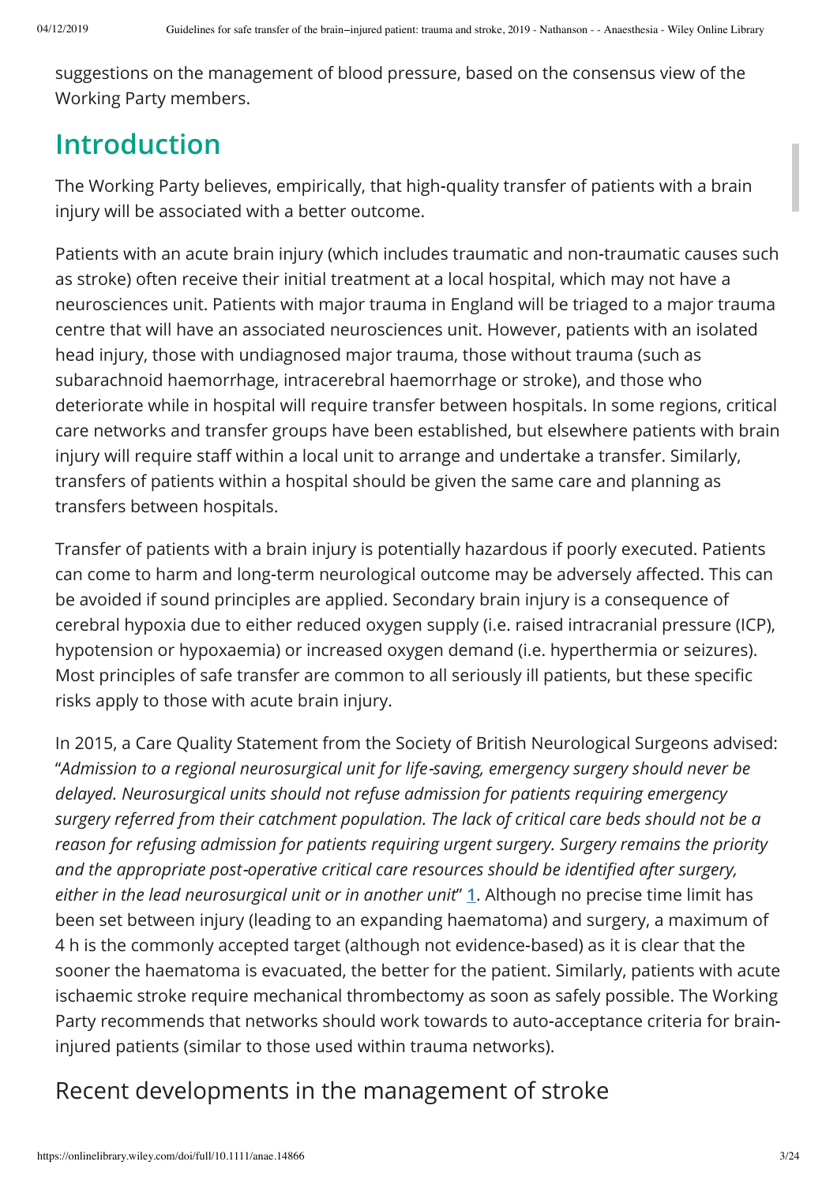suggestions on the management of blood pressure, based on the consensus view of the Working Party members.

## Introduction

The Working Party believes, empirically, that high-quality transfer of patients with a brain injury will be associated with a better outcome.

Patients with an acute brain injury (which includes traumatic and non-traumatic causes such as stroke) often receive their initial treatment at a local hospital, which may not have a neurosciences unit. Patients with major trauma in England will be triaged to a major trauma centre that will have an associated neurosciences unit. However, patients with an isolated head injury, those with undiagnosed major trauma, those without trauma (such as subarachnoid haemorrhage, intracerebral haemorrhage or stroke), and those who deteriorate while in hospital will require transfer between hospitals. In some regions, critical care networks and transfer groups have been established, but elsewhere patients with brain injury will require staff within a local unit to arrange and undertake a transfer. Similarly, transfers of patients within a hospital should be given the same care and planning as transfers between hospitals.

Transfer of patients with a brain injury is potentially hazardous if poorly executed. Patients can come to harm and long-term neurological outcome may be adversely affected. This can be avoided if sound principles are applied. Secondary brain injury is a consequence of cerebral hypoxia due to either reduced oxygen supply (i.e. raised intracranial pressure (ICP), hypotension or hypoxaemia) or increased oxygen demand (i.e. hyperthermia or seizures). Most principles of safe transfer are common to all seriously ill patients, but these specific risks apply to those with acute brain injury.

In 2015, a Care Quality Statement from the Society of British Neurological Surgeons advised: "*Admission to a regional neurosurgical unit for life-saving, emergency surgery should never be delayed. Neurosurgical units should not refuse admission for patients requiring emergency surgery referred from their catchment population. The lack of critical care beds should not be a reason for refusing admission for patients requiring urgent surgery. Surgery remains the priority and the appropriate post-operative critical care resources should be identified after surgery, either in the lead neurosurgical unit or in another unit*" [1]. Although no precise time limit has been set between injury (leading to an expanding haematoma) and surgery, a maximum of 4 h is the commonly accepted target (although not evidence-based) as it is clear that the sooner the haematoma is evacuated, the better for the patient. Similarly, patients with acute ischaemic stroke require mechanical thrombectomy as soon as safely possible. The Working Party recommends that networks should work towards to auto-acceptance criteria for brain-injured patients (similar to those used within trauma networks).

### Recent developments in the management of stroke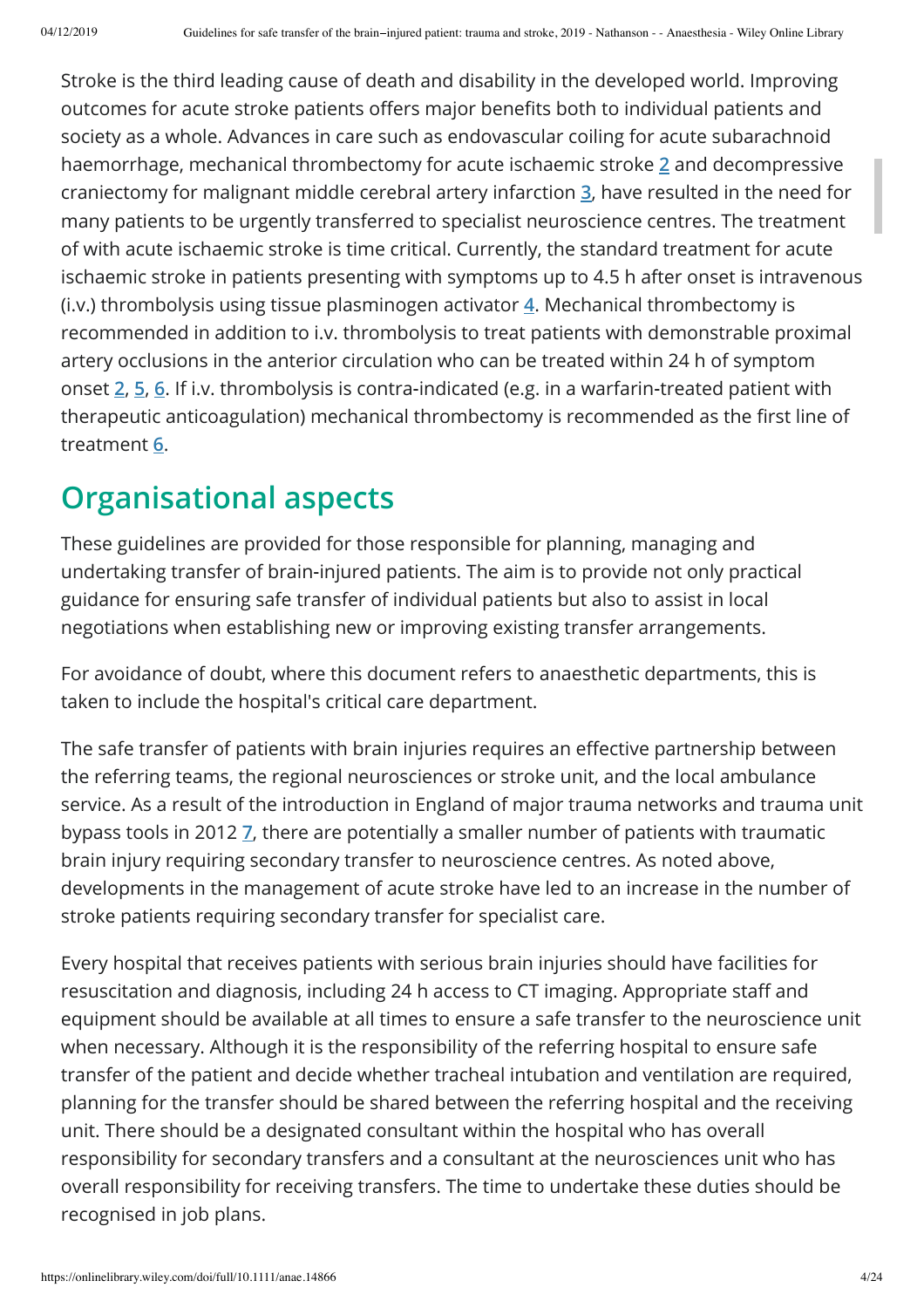Stroke is the third leading cause of death and disability in the developed world. Improving outcomes for acute stroke patients offers major benefits both to individual patients and society as a whole. Advances in care such as endovascular coiling for acute subarachnoid haemorrhage, mechanical thrombectomy for acute ischaemic stroke [2] and decompressive craniectomy for malignant middle cerebral artery infarction [3], have resulted in the need for many patients to be urgently transferred to specialist neuroscience centres. The treatment of with acute ischaemic stroke is time critical. Currently, the standard treatment for acute ischaemic stroke in patients presenting with symptoms up to 4.5 h after onset is intravenous (i.v.) thrombolysis using tissue plasminogen activator [4]. Mechanical thrombectomy is recommended in addition to i.v. thrombolysis to treat patients with demonstrable proximal artery occlusions in the anterior circulation who can be treated within 24 h of symptom onset [2, 5, 6]. If i.v. thrombolysis is contra-indicated (e.g. in a warfarin-treated patient with therapeutic anticoagulation) mechanical thrombectomy is recommended as the first line of treatment [6].

## Organisational aspects

These guidelines are provided for those responsible for planning, managing and undertaking transfer of brain-injured patients. The aim is to provide not only practical guidance for ensuring safe transfer of individual patients but also to assist in local negotiations when establishing new or improving existing transfer arrangements.

For avoidance of doubt, where this document refers to anaesthetic departments, this is taken to include the hospital's critical care department.

The safe transfer of patients with brain injuries requires an effective partnership between the referring teams, the regional neurosciences or stroke unit, and the local ambulance service. As a result of the introduction in England of major trauma networks and trauma unit bypass tools in 2012 [7], there are potentially a smaller number of patients with traumatic brain injury requiring secondary transfer to neuroscience centres. As noted above, developments in the management of acute stroke have led to an increase in the number of stroke patients requiring secondary transfer for specialist care.

Every hospital that receives patients with serious brain injuries should have facilities for resuscitation and diagnosis, including 24 h access to CT imaging. Appropriate staff and equipment should be available at all times to ensure a safe transfer to the neuroscience unit when necessary. Although it is the responsibility of the referring hospital to ensure safe transfer of the patient and decide whether tracheal intubation and ventilation are required, planning for the transfer should be shared between the referring hospital and the receiving unit. There should be a designated consultant within the hospital who has overall responsibility for secondary transfers and a consultant at the neurosciences unit who has overall responsibility for receiving transfers. The time to undertake these duties should be recognised in job plans.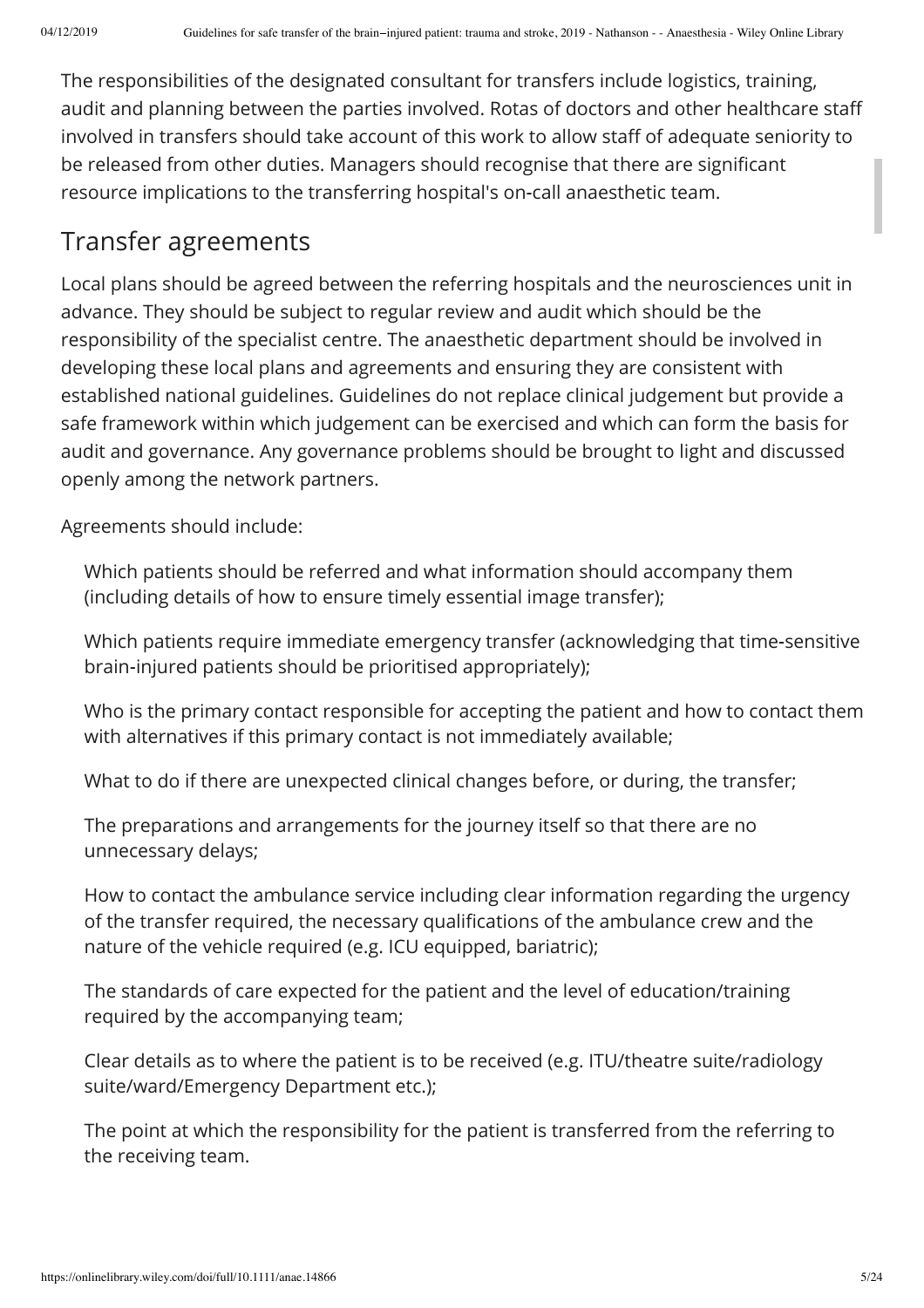The responsibilities of the designated consultant for transfers include logistics, training, audit and planning between the parties involved. Rotas of doctors and other healthcare staff involved in transfers should take account of this work to allow staff of adequate seniority to be released from other duties. Managers should recognise that there are significant resource implications to the transferring hospital's on-call anaesthetic team.

## Transfer agreements

Local plans should be agreed between the referring hospitals and the neurosciences unit in advance. They should be subject to regular review and audit which should be the responsibility of the specialist centre. The anaesthetic department should be involved in developing these local plans and agreements and ensuring they are consistent with established national guidelines. Guidelines do not replace clinical judgement but provide a safe framework within which judgement can be exercised and which can form the basis for audit and governance. Any governance problems should be brought to light and discussed openly among the network partners.

Agreements should include:

- Which patients should be referred and what information should accompany them (including details of how to ensure timely essential image transfer);
- Which patients require immediate emergency transfer (acknowledging that time-sensitive brain-injured patients should be prioritised appropriately);
- Who is the primary contact responsible for accepting the patient and how to contact them with alternatives if this primary contact is not immediately available;
- What to do if there are unexpected clinical changes before, or during, the transfer;
- The preparations and arrangements for the journey itself so that there are no unnecessary delays;
- How to contact the ambulance service including clear information regarding the urgency of the transfer required, the necessary qualifications of the ambulance crew and the nature of the vehicle required (e.g. ICU equipped, bariatric);
- The standards of care expected for the patient and the level of education/training required by the accompanying team;
- Clear details as to where the patient is to be received (e.g. ITU/theatre suite/radiology suite/ward/Emergency Department etc.);
- The point at which the responsibility for the patient is transferred from the referring to the receiving team.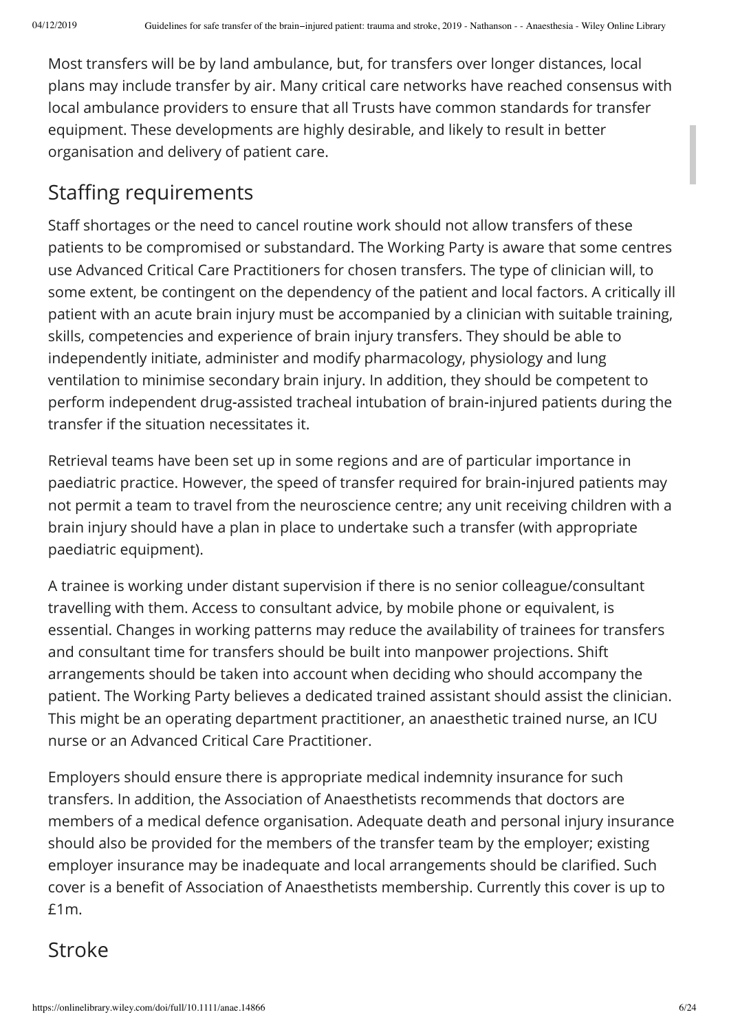Most transfers will be by land ambulance, but, for transfers over longer distances, local plans may include transfer by air. Many critical care networks have reached consensus with local ambulance providers to ensure that all Trusts have common standards for transfer equipment. These developments are highly desirable, and likely to result in better organisation and delivery of patient care.

## Staffing requirements

Staff shortages or the need to cancel routine work should not allow transfers of these patients to be compromised or substandard. The Working Party is aware that some centres use Advanced Critical Care Practitioners for chosen transfers. The type of clinician will, to some extent, be contingent on the dependency of the patient and local factors. A critically ill patient with an acute brain injury must be accompanied by a clinician with suitable training, skills, competencies and experience of brain injury transfers. They should be able to independently initiate, administer and modify pharmacology, physiology and lung ventilation to minimise secondary brain injury. In addition, they should be competent to perform independent drug-assisted tracheal intubation of brain-injured patients during the transfer if the situation necessitates it.

Retrieval teams have been set up in some regions and are of particular importance in paediatric practice. However, the speed of transfer required for brain-injured patients may not permit a team to travel from the neuroscience centre; any unit receiving children with a brain injury should have a plan in place to undertake such a transfer (with appropriate paediatric equipment).

A trainee is working under distant supervision if there is no senior colleague/consultant travelling with them. Access to consultant advice, by mobile phone or equivalent, is essential. Changes in working patterns may reduce the availability of trainees for transfers and consultant time for transfers should be built into manpower projections. Shift arrangements should be taken into account when deciding who should accompany the patient. The Working Party believes a dedicated trained assistant should assist the clinician. This might be an operating department practitioner, an anaesthetic trained nurse, an ICU nurse or an Advanced Critical Care Practitioner.

Employers should ensure there is appropriate medical indemnity insurance for such transfers. In addition, the Association of Anaesthetists recommends that doctors are members of a medical defence organisation. Adequate death and personal injury insurance should also be provided for the members of the transfer team by the employer; existing employer insurance may be inadequate and local arrangements should be clarified. Such cover is a benefit of Association of Anaesthetists membership. Currently this cover is up to £1m.

## Stroke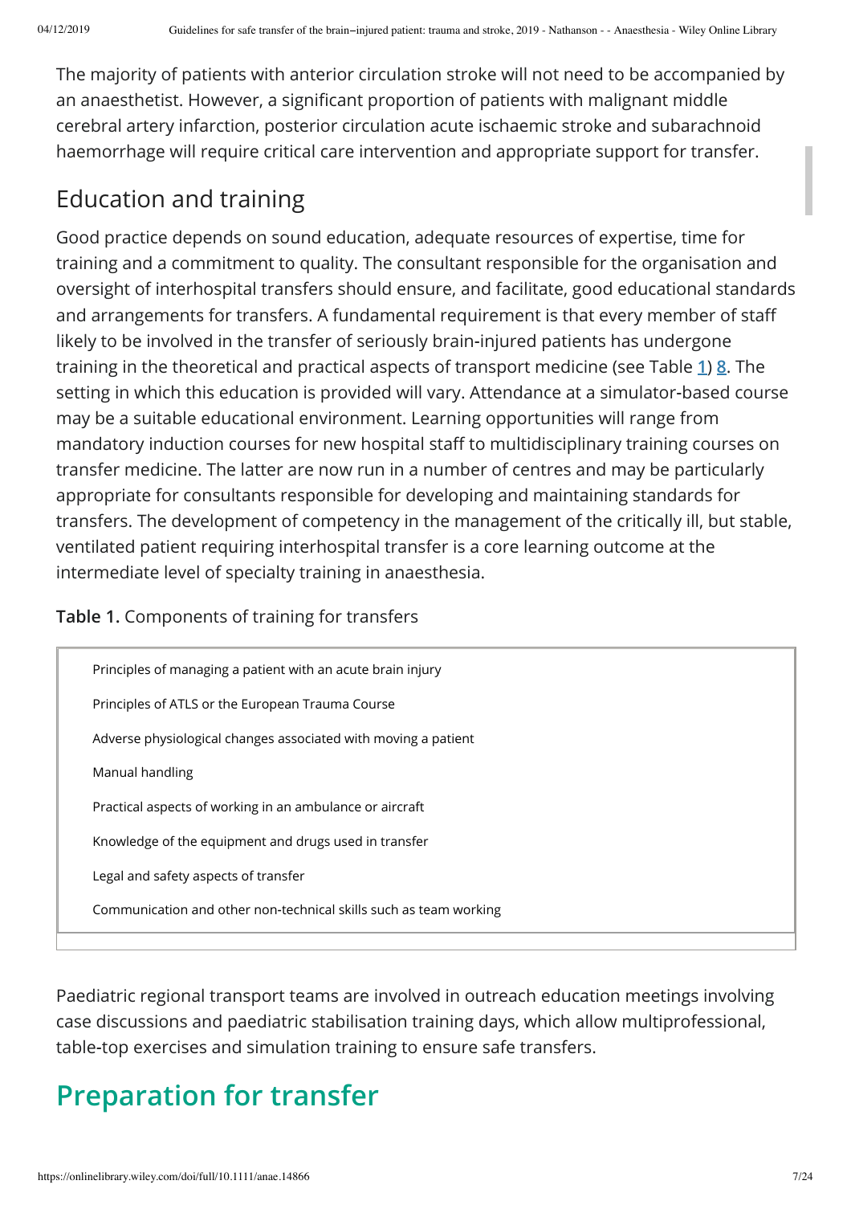The majority of patients with anterior circulation stroke will not need to be accompanied by an anaesthetist. However, a significant proportion of patients with malignant middle cerebral artery infarction, posterior circulation acute ischaemic stroke and subarachnoid haemorrhage will require critical care intervention and appropriate support for transfer.

## Education and training

Good practice depends on sound education, adequate resources of expertise, time for training and a commitment to quality. The consultant responsible for the organisation and oversight of interhospital transfers should ensure, and facilitate, good educational standards and arrangements for transfers. A fundamental requirement is that every member of staff likely to be involved in the transfer of seriously brain-injured patients has undergone training in the theoretical and practical aspects of transport medicine (see Table 1) 8. The setting in which this education is provided will vary. Attendance at a simulator-based course may be a suitable educational environment. Learning opportunities will range from mandatory induction courses for new hospital staff to multidisciplinary training courses on transfer medicine. The latter are now run in a number of centres and may be particularly appropriate for consultants responsible for developing and maintaining standards for transfers. The development of competency in the management of the critically ill, but stable, ventilated patient requiring interhospital transfer is a core learning outcome at the intermediate level of specialty training in anaesthesia.

**Table 1.** Components of training for transfers

| |
|---|
| Principles of managing a patient with an acute brain injury |
| Principles of ATLS or the European Trauma Course |
| Adverse physiological changes associated with moving a patient |
| Manual handling |
| Practical aspects of working in an ambulance or aircraft |
| Knowledge of the equipment and drugs used in transfer |
| Legal and safety aspects of transfer |
| Communication and other non-technical skills such as team working |

Paediatric regional transport teams are involved in outreach education meetings involving case discussions and paediatric stabilisation training days, which allow multiprofessional, table-top exercises and simulation training to ensure safe transfers.

# Preparation for transfer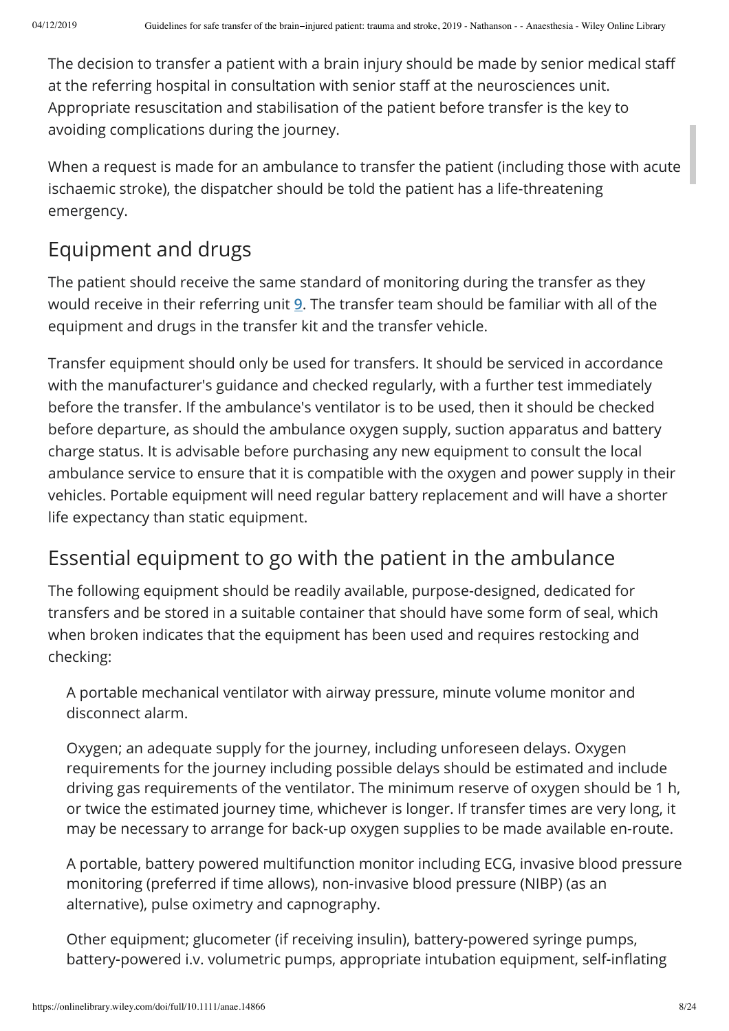The decision to transfer a patient with a brain injury should be made by senior medical staff at the referring hospital in consultation with senior staff at the neurosciences unit. Appropriate resuscitation and stabilisation of the patient before transfer is the key to avoiding complications during the journey.

When a request is made for an ambulance to transfer the patient (including those with acute ischaemic stroke), the dispatcher should be told the patient has a life-threatening emergency.

## Equipment and drugs

The patient should receive the same standard of monitoring during the transfer as they would receive in their referring unit [9]. The transfer team should be familiar with all of the equipment and drugs in the transfer kit and the transfer vehicle.

Transfer equipment should only be used for transfers. It should be serviced in accordance with the manufacturer's guidance and checked regularly, with a further test immediately before the transfer. If the ambulance's ventilator is to be used, then it should be checked before departure, as should the ambulance oxygen supply, suction apparatus and battery charge status. It is advisable before purchasing any new equipment to consult the local ambulance service to ensure that it is compatible with the oxygen and power supply in their vehicles. Portable equipment will need regular battery replacement and will have a shorter life expectancy than static equipment.

## Essential equipment to go with the patient in the ambulance

The following equipment should be readily available, purpose-designed, dedicated for transfers and be stored in a suitable container that should have some form of seal, which when broken indicates that the equipment has been used and requires restocking and checking:

A portable mechanical ventilator with airway pressure, minute volume monitor and disconnect alarm.

Oxygen; an adequate supply for the journey, including unforeseen delays. Oxygen requirements for the journey including possible delays should be estimated and include driving gas requirements of the ventilator. The minimum reserve of oxygen should be 1 h, or twice the estimated journey time, whichever is longer. If transfer times are very long, it may be necessary to arrange for back-up oxygen supplies to be made available en-route.

A portable, battery powered multifunction monitor including ECG, invasive blood pressure monitoring (preferred if time allows), non-invasive blood pressure (NIBP) (as an alternative), pulse oximetry and capnography.

Other equipment; glucometer (if receiving insulin), battery-powered syringe pumps, battery-powered i.v. volumetric pumps, appropriate intubation equipment, self-inflating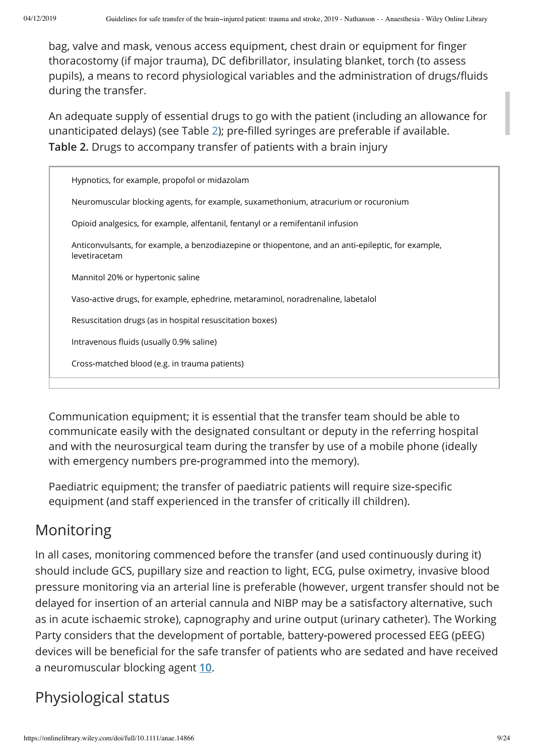bag, valve and mask, venous access equipment, chest drain or equipment for finger thoracostomy (if major trauma), DC defibrillator, insulating blanket, torch (to assess pupils), a means to record physiological variables and the administration of drugs/fluids during the transfer.

An adequate supply of essential drugs to go with the patient (including an allowance for unanticipated delays) (see Table 2); pre-filled syringes are preferable if available.

**Table 2.** Drugs to accompany transfer of patients with a brain injury

| |
|---|
| Hypnotics, for example, propofol or midazolam |
| Neuromuscular blocking agents, for example, suxamethonium, atracurium or rocuronium |
| Opioid analgesics, for example, alfentanil, fentanyl or a remifentanil infusion |
| Anticonvulsants, for example, a benzodiazepine or thiopentone, and an anti-epileptic, for example, levetiracetam |
| Mannitol 20% or hypertonic saline |
| Vaso-active drugs, for example, ephedrine, metaraminol, noradrenaline, labetalol |
| Resuscitation drugs (as in hospital resuscitation boxes) |
| Intravenous fluids (usually 0.9% saline) |
| Cross-matched blood (e.g. in trauma patients) |

Communication equipment; it is essential that the transfer team should be able to communicate easily with the designated consultant or deputy in the referring hospital and with the neurosurgical team during the transfer by use of a mobile phone (ideally with emergency numbers pre-programmed into the memory).

Paediatric equipment; the transfer of paediatric patients will require size-specific equipment (and staff experienced in the transfer of critically ill children).

## Monitoring

In all cases, monitoring commenced before the transfer (and used continuously during it) should include GCS, pupillary size and reaction to light, ECG, pulse oximetry, invasive blood pressure monitoring via an arterial line is preferable (however, urgent transfer should not be delayed for insertion of an arterial cannula and NIBP may be a satisfactory alternative, such as in acute ischaemic stroke), capnography and urine output (urinary catheter). The Working Party considers that the development of portable, battery-powered processed EEG (pEEG) devices will be beneficial for the safe transfer of patients who are sedated and have received a neuromuscular blocking agent [10].

## Physiological status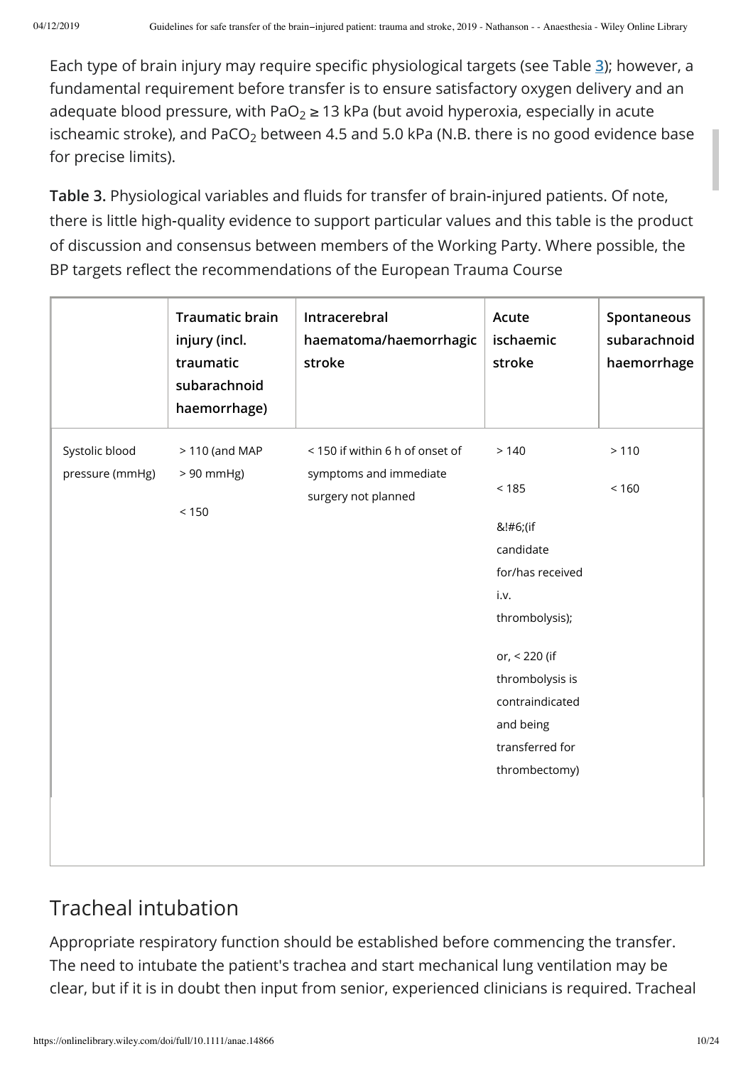Each type of brain injury may require specific physiological targets (see Table 3); however, a fundamental requirement before transfer is to ensure satisfactory oxygen delivery and an adequate blood pressure, with $PaO_2 \geq 13$ kPa (but avoid hyperoxia, especially in acute ischeamic stroke), and $PaCO_2$ between 4.5 and 5.0 kPa (N.B. there is no good evidence base for precise limits).

**Table 3.** Physiological variables and fluids for transfer of brain-injured patients. Of note, there is little high-quality evidence to support particular values and this table is the product of discussion and consensus between members of the Working Party. Where possible, the BP targets reflect the recommendations of the European Trauma Course

| | Traumatic brain injury (incl. traumatic subarachnoid haemorrhage) | Intracerebral haematoma/haemorrhagic stroke | Acute ischaemic stroke | Spontaneous subarachnoid haemorrhage |
|---|---|---|---|---|
| Systolic blood pressure (mmHg) | > 110 (and MAP > 90 mmHg)<br>< 150 | < 150 if within 6 h of onset of symptoms and immediate surgery not planned | > 140<br>< 185<br>&!#6;(if candidate for/has received i.v. thrombolysis);<br>or, < 220 (if thrombolysis is contraindicated and being transferred for thrombectomy) | > 110<br>< 160 |

## Tracheal intubation

Appropriate respiratory function should be established before commencing the transfer. The need to intubate the patient's trachea and start mechanical lung ventilation may be clear, but if it is in doubt then input from senior, experienced clinicians is required. Tracheal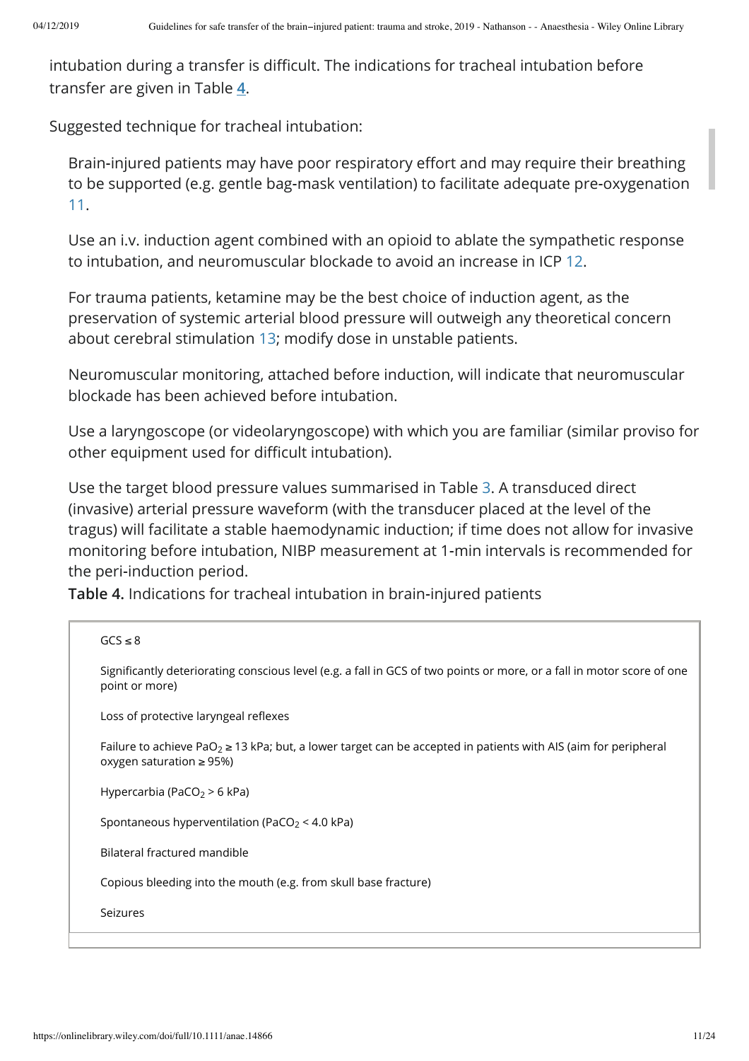intubation during a transfer is difficult. The indications for tracheal intubation before transfer are given in Table 4.

Suggested technique for tracheal intubation:

Brain-injured patients may have poor respiratory effort and may require their breathing to be supported (e.g. gentle bag-mask ventilation) to facilitate adequate pre-oxygenation 11.

Use an i.v. induction agent combined with an opioid to ablate the sympathetic response to intubation, and neuromuscular blockade to avoid an increase in ICP 12.

For trauma patients, ketamine may be the best choice of induction agent, as the preservation of systemic arterial blood pressure will outweigh any theoretical concern about cerebral stimulation 13; modify dose in unstable patients.

Neuromuscular monitoring, attached before induction, will indicate that neuromuscular blockade has been achieved before intubation.

Use a laryngoscope (or videolaryngoscope) with which you are familiar (similar proviso for other equipment used for difficult intubation).

Use the target blood pressure values summarised in Table 3. A transduced direct (invasive) arterial pressure waveform (with the transducer placed at the level of the tragus) will facilitate a stable haemodynamic induction; if time does not allow for invasive monitoring before intubation, NIBP measurement at 1-min intervals is recommended for the peri-induction period.

**Table 4.** Indications for tracheal intubation in brain-injured patients

| |
|---|
| GCS ≤ 8 |
| Significantly deteriorating conscious level (e.g. a fall in GCS of two points or more, or a fall in motor score of one point or more) |
| Loss of protective laryngeal reflexes |
| Failure to achieve $PaO_2$ ≥ 13 kPa; but, a lower target can be accepted in patients with AIS (aim for peripheral oxygen saturation ≥ 95%) |
| Hypercarbia ($PaCO_2$ > 6 kPa) |
| Spontaneous hyperventilation ($PaCO_2$ < 4.0 kPa) |
| Bilateral fractured mandible |
| Copious bleeding into the mouth (e.g. from skull base fracture) |
| Seizures |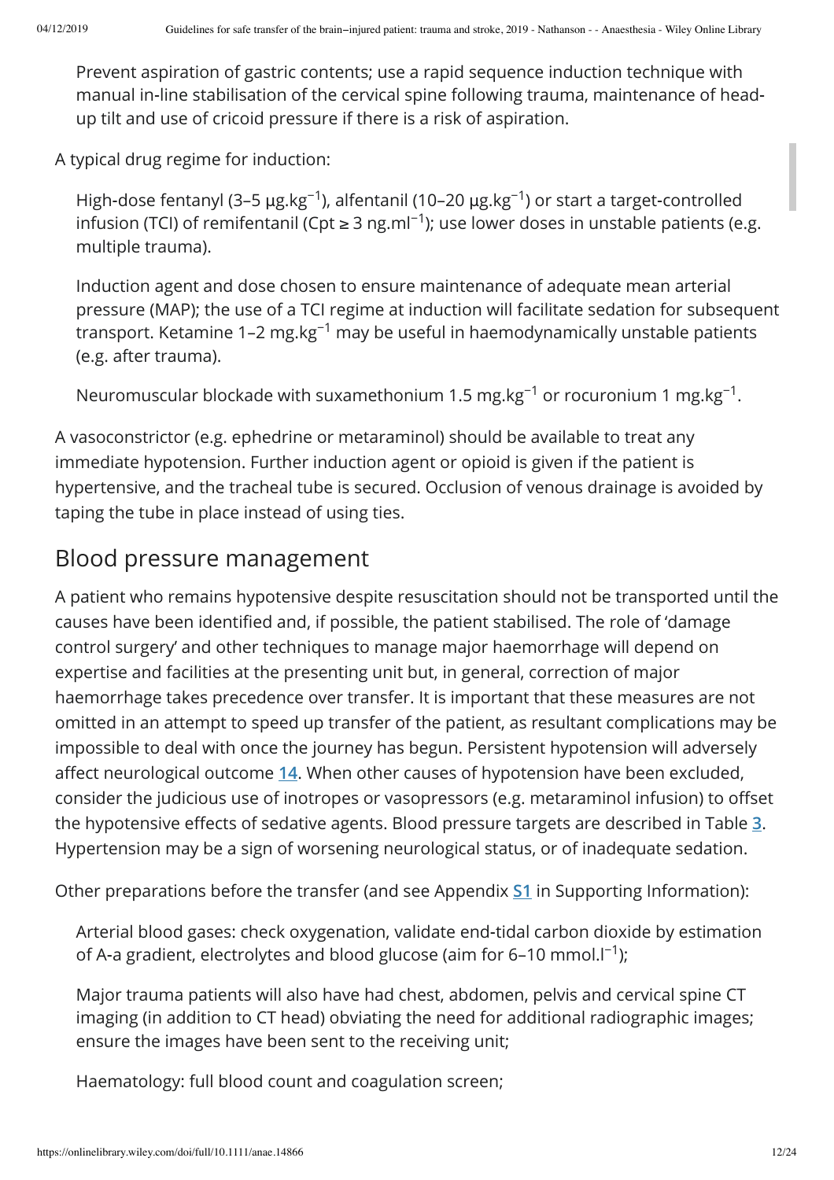Prevent aspiration of gastric contents; use a rapid sequence induction technique with manual in-line stabilisation of the cervical spine following trauma, maintenance of head-up tilt and use of cricoid pressure if there is a risk of aspiration.

A typical drug regime for induction:

High-dose fentanyl (3–5 µg.kg$^{-1}$), alfentanil (10–20 µg.kg$^{-1}$) or start a target-controlled infusion (TCI) of remifentanil (Cpt ≥ 3 ng.ml$^{-1}$); use lower doses in unstable patients (e.g. multiple trauma).

Induction agent and dose chosen to ensure maintenance of adequate mean arterial pressure (MAP); the use of a TCI regime at induction will facilitate sedation for subsequent transport. Ketamine 1–2 mg.kg$^{-1}$ may be useful in haemodynamically unstable patients (e.g. after trauma).

Neuromuscular blockade with suxamethonium 1.5 mg.kg$^{-1}$ or rocuronium 1 mg.kg$^{-1}$.

A vasoconstrictor (e.g. ephedrine or metaraminol) should be available to treat any immediate hypotension. Further induction agent or opioid is given if the patient is hypertensive, and the tracheal tube is secured. Occlusion of venous drainage is avoided by taping the tube in place instead of using ties.

## Blood pressure management

A patient who remains hypotensive despite resuscitation should not be transported until the causes have been identified and, if possible, the patient stabilised. The role of 'damage control surgery' and other techniques to manage major haemorrhage will depend on expertise and facilities at the presenting unit but, in general, correction of major haemorrhage takes precedence over transfer. It is important that these measures are not omitted in an attempt to speed up transfer of the patient, as resultant complications may be impossible to deal with once the journey has begun. Persistent hypotension will adversely affect neurological outcome [14]. When other causes of hypotension have been excluded, consider the judicious use of inotropes or vasopressors (e.g. metaraminol infusion) to offset the hypotensive effects of sedative agents. Blood pressure targets are described in Table 3. Hypertension may be a sign of worsening neurological status, or of inadequate sedation.

Other preparations before the transfer (and see Appendix S1 in Supporting Information):

Arterial blood gases: check oxygenation, validate end-tidal carbon dioxide by estimation of A-a gradient, electrolytes and blood glucose (aim for 6–10 mmol.l$^{-1}$);

Major trauma patients will also have had chest, abdomen, pelvis and cervical spine CT imaging (in addition to CT head) obviating the need for additional radiographic images; ensure the images have been sent to the receiving unit;

Haematology: full blood count and coagulation screen;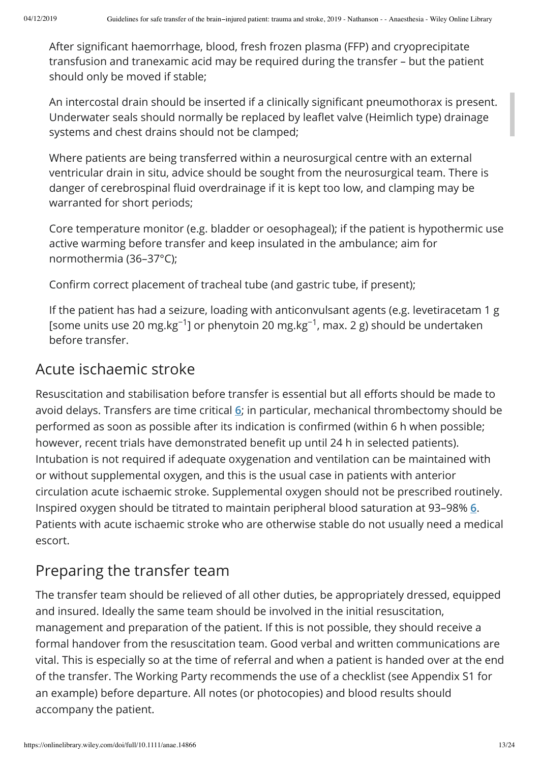After significant haemorrhage, blood, fresh frozen plasma (FFP) and cryoprecipitate transfusion and tranexamic acid may be required during the transfer – but the patient should only be moved if stable;

An intercostal drain should be inserted if a clinically significant pneumothorax is present. Underwater seals should normally be replaced by leaflet valve (Heimlich type) drainage systems and chest drains should not be clamped;

Where patients are being transferred within a neurosurgical centre with an external ventricular drain in situ, advice should be sought from the neurosurgical team. There is danger of cerebrospinal fluid overdrainage if it is kept too low, and clamping may be warranted for short periods;

Core temperature monitor (e.g. bladder or oesophageal); if the patient is hypothermic use active warming before transfer and keep insulated in the ambulance; aim for normothermia (36–37°C);

Confirm correct placement of tracheal tube (and gastric tube, if present);

If the patient has had a seizure, loading with anticonvulsant agents (e.g. levetiracetam 1 g [some units use 20 $mg.kg^{-1}$] or phenytoin 20 $mg.kg^{-1}$, max. 2 g) should be undertaken before transfer.

## Acute ischaemic stroke

Resuscitation and stabilisation before transfer is essential but all efforts should be made to avoid delays. Transfers are time critical [6]; in particular, mechanical thrombectomy should be performed as soon as possible after its indication is confirmed (within 6 h when possible; however, recent trials have demonstrated benefit up until 24 h in selected patients). Intubation is not required if adequate oxygenation and ventilation can be maintained with or without supplemental oxygen, and this is the usual case in patients with anterior circulation acute ischaemic stroke. Supplemental oxygen should not be prescribed routinely. Inspired oxygen should be titrated to maintain peripheral blood saturation at 93–98% [6]. Patients with acute ischaemic stroke who are otherwise stable do not usually need a medical escort.

## Preparing the transfer team

The transfer team should be relieved of all other duties, be appropriately dressed, equipped and insured. Ideally the same team should be involved in the initial resuscitation, management and preparation of the patient. If this is not possible, they should receive a formal handover from the resuscitation team. Good verbal and written communications are vital. This is especially so at the time of referral and when a patient is handed over at the end of the transfer. The Working Party recommends the use of a checklist (see Appendix S1 for an example) before departure. All notes (or photocopies) and blood results should accompany the patient.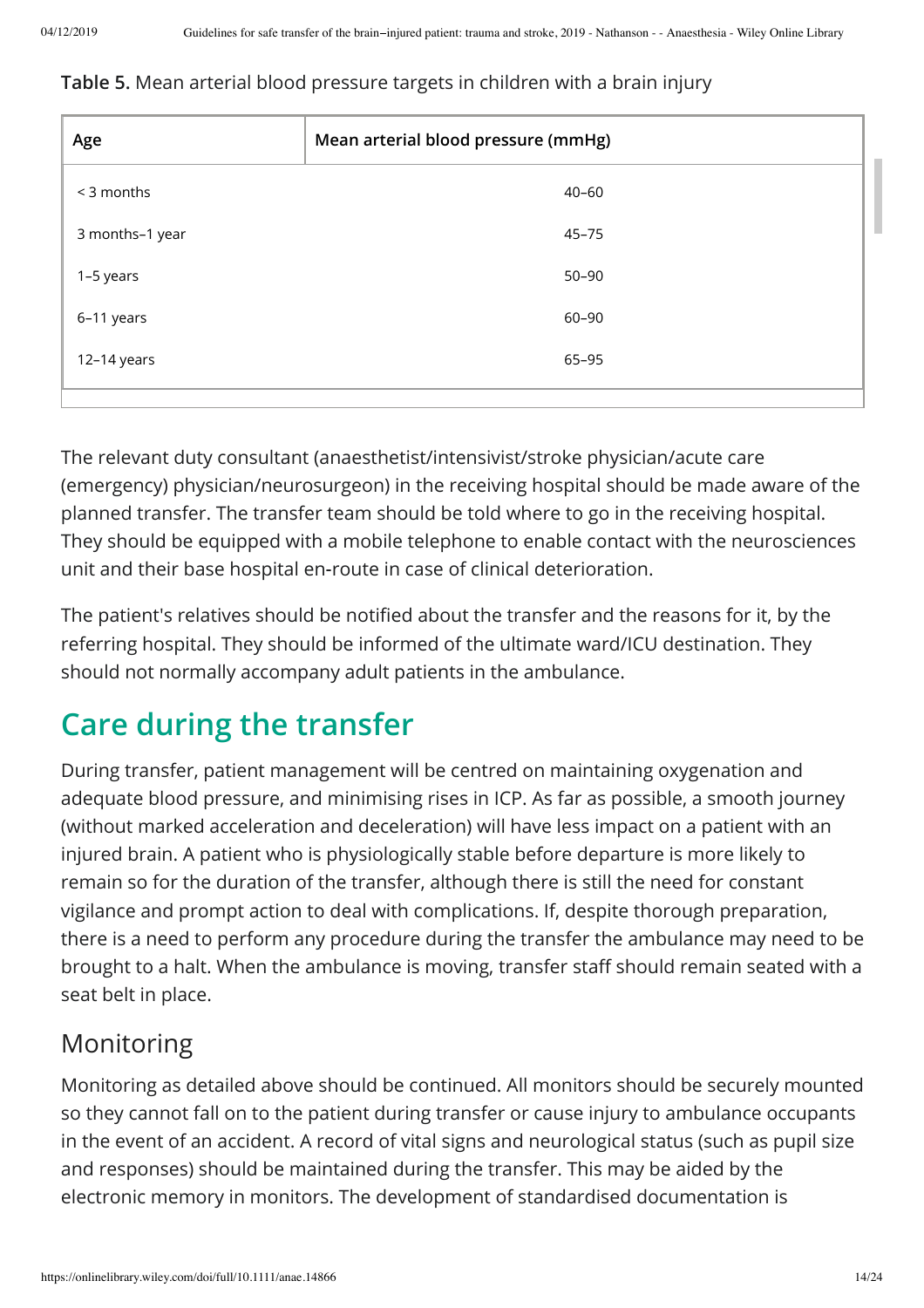**Table 5.** Mean arterial blood pressure targets in children with a brain injury

| Age | Mean arterial blood pressure (mmHg) |
|---|---|
| < 3 months | 40–60 |
| 3 months–1 year | 45–75 |
| 1–5 years | 50–90 |
| 6–11 years | 60–90 |
| 12–14 years | 65–95 |

The relevant duty consultant (anaesthetist/intensivist/stroke physician/acute care (emergency) physician/neurosurgeon) in the receiving hospital should be made aware of the planned transfer. The transfer team should be told where to go in the receiving hospital. They should be equipped with a mobile telephone to enable contact with the neurosciences unit and their base hospital en-route in case of clinical deterioration.

The patient's relatives should be notified about the transfer and the reasons for it, by the referring hospital. They should be informed of the ultimate ward/ICU destination. They should not normally accompany adult patients in the ambulance.

## Care during the transfer

During transfer, patient management will be centred on maintaining oxygenation and adequate blood pressure, and minimising rises in ICP. As far as possible, a smooth journey (without marked acceleration and deceleration) will have less impact on a patient with an injured brain. A patient who is physiologically stable before departure is more likely to remain so for the duration of the transfer, although there is still the need for constant vigilance and prompt action to deal with complications. If, despite thorough preparation, there is a need to perform any procedure during the transfer the ambulance may need to be brought to a halt. When the ambulance is moving, transfer staff should remain seated with a seat belt in place.

### Monitoring

Monitoring as detailed above should be continued. All monitors should be securely mounted so they cannot fall on to the patient during transfer or cause injury to ambulance occupants in the event of an accident. A record of vital signs and neurological status (such as pupil size and responses) should be maintained during the transfer. This may be aided by the electronic memory in monitors. The development of standardised documentation is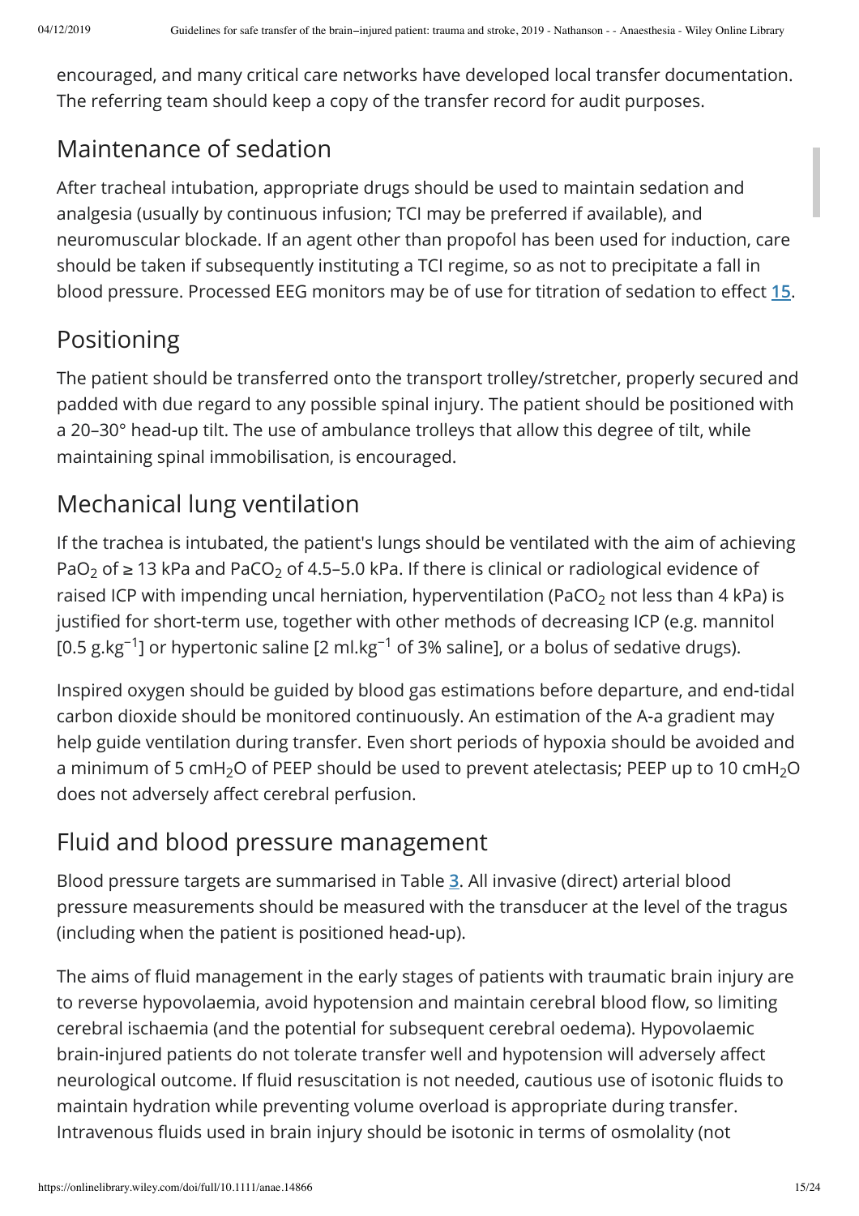encouraged, and many critical care networks have developed local transfer documentation. The referring team should keep a copy of the transfer record for audit purposes.

## Maintenance of sedation

After tracheal intubation, appropriate drugs should be used to maintain sedation and analgesia (usually by continuous infusion; TCI may be preferred if available), and neuromuscular blockade. If an agent other than propofol has been used for induction, care should be taken if subsequently instituting a TCI regime, so as not to precipitate a fall in blood pressure. Processed EEG monitors may be of use for titration of sedation to effect [15].

## Positioning

The patient should be transferred onto the transport trolley/stretcher, properly secured and padded with due regard to any possible spinal injury. The patient should be positioned with a 20–30° head-up tilt. The use of ambulance trolleys that allow this degree of tilt, while maintaining spinal immobilisation, is encouraged.

## Mechanical lung ventilation

If the trachea is intubated, the patient's lungs should be ventilated with the aim of achieving $PaO_2$ of ≥ 13 kPa and $PaCO_2$ of 4.5–5.0 kPa. If there is clinical or radiological evidence of raised ICP with impending uncal herniation, hyperventilation ($PaCO_2$ not less than 4 kPa) is justified for short-term use, together with other methods of decreasing ICP (e.g. mannitol [0.5 $g.kg^{-1}$] or hypertonic saline [2 $ml.kg^{-1}$ of 3% saline], or a bolus of sedative drugs).

Inspired oxygen should be guided by blood gas estimations before departure, and end-tidal carbon dioxide should be monitored continuously. An estimation of the A-a gradient may help guide ventilation during transfer. Even short periods of hypoxia should be avoided and a minimum of 5 $cmH_2O$ of PEEP should be used to prevent atelectasis; PEEP up to 10 $cmH_2O$ does not adversely affect cerebral perfusion.

## Fluid and blood pressure management

Blood pressure targets are summarised in Table 3. All invasive (direct) arterial blood pressure measurements should be measured with the transducer at the level of the tragus (including when the patient is positioned head-up).

The aims of fluid management in the early stages of patients with traumatic brain injury are to reverse hypovolaemia, avoid hypotension and maintain cerebral blood flow, so limiting cerebral ischaemia (and the potential for subsequent cerebral oedema). Hypovolaemic brain-injured patients do not tolerate transfer well and hypotension will adversely affect neurological outcome. If fluid resuscitation is not needed, cautious use of isotonic fluids to maintain hydration while preventing volume overload is appropriate during transfer. Intravenous fluids used in brain injury should be isotonic in terms of osmolality (not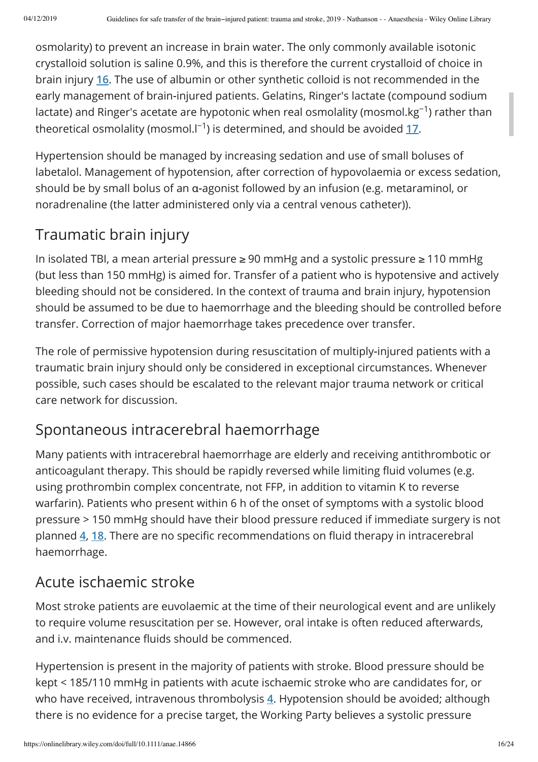osmolarity) to prevent an increase in brain water. The only commonly available isotonic crystalloid solution is saline 0.9%, and this is therefore the current crystalloid of choice in brain injury [16]. The use of albumin or other synthetic colloid is not recommended in the early management of brain-injured patients. Gelatins, Ringer's lactate (compound sodium lactate) and Ringer's acetate are hypotonic when real osmolality (mosmol.kg$^{-1}$) rather than theoretical osmolality (mosmol.l$^{-1}$) is determined, and should be avoided [17].

Hypertension should be managed by increasing sedation and use of small boluses of labetalol. Management of hypotension, after correction of hypovolaemia or excess sedation, should be by small bolus of an α-agonist followed by an infusion (e.g. metaraminol, or noradrenaline (the latter administered only via a central venous catheter)).

## Traumatic brain injury

In isolated TBI, a mean arterial pressure ≥ 90 mmHg and a systolic pressure ≥ 110 mmHg (but less than 150 mmHg) is aimed for. Transfer of a patient who is hypotensive and actively bleeding should not be considered. In the context of trauma and brain injury, hypotension should be assumed to be due to haemorrhage and the bleeding should be controlled before transfer. Correction of major haemorrhage takes precedence over transfer.

The role of permissive hypotension during resuscitation of multiply-injured patients with a traumatic brain injury should only be considered in exceptional circumstances. Whenever possible, such cases should be escalated to the relevant major trauma network or critical care network for discussion.

## Spontaneous intracerebral haemorrhage

Many patients with intracerebral haemorrhage are elderly and receiving antithrombotic or anticoagulant therapy. This should be rapidly reversed while limiting fluid volumes (e.g. using prothrombin complex concentrate, not FFP, in addition to vitamin K to reverse warfarin). Patients who present within 6 h of the onset of symptoms with a systolic blood pressure > 150 mmHg should have their blood pressure reduced if immediate surgery is not planned [4, 18]. There are no specific recommendations on fluid therapy in intracerebral haemorrhage.

## Acute ischaemic stroke

Most stroke patients are euvolaemic at the time of their neurological event and are unlikely to require volume resuscitation per se. However, oral intake is often reduced afterwards, and i.v. maintenance fluids should be commenced.

Hypertension is present in the majority of patients with stroke. Blood pressure should be kept < 185/110 mmHg in patients with acute ischaemic stroke who are candidates for, or who have received, intravenous thrombolysis [4]. Hypotension should be avoided; although there is no evidence for a precise target, the Working Party believes a systolic pressure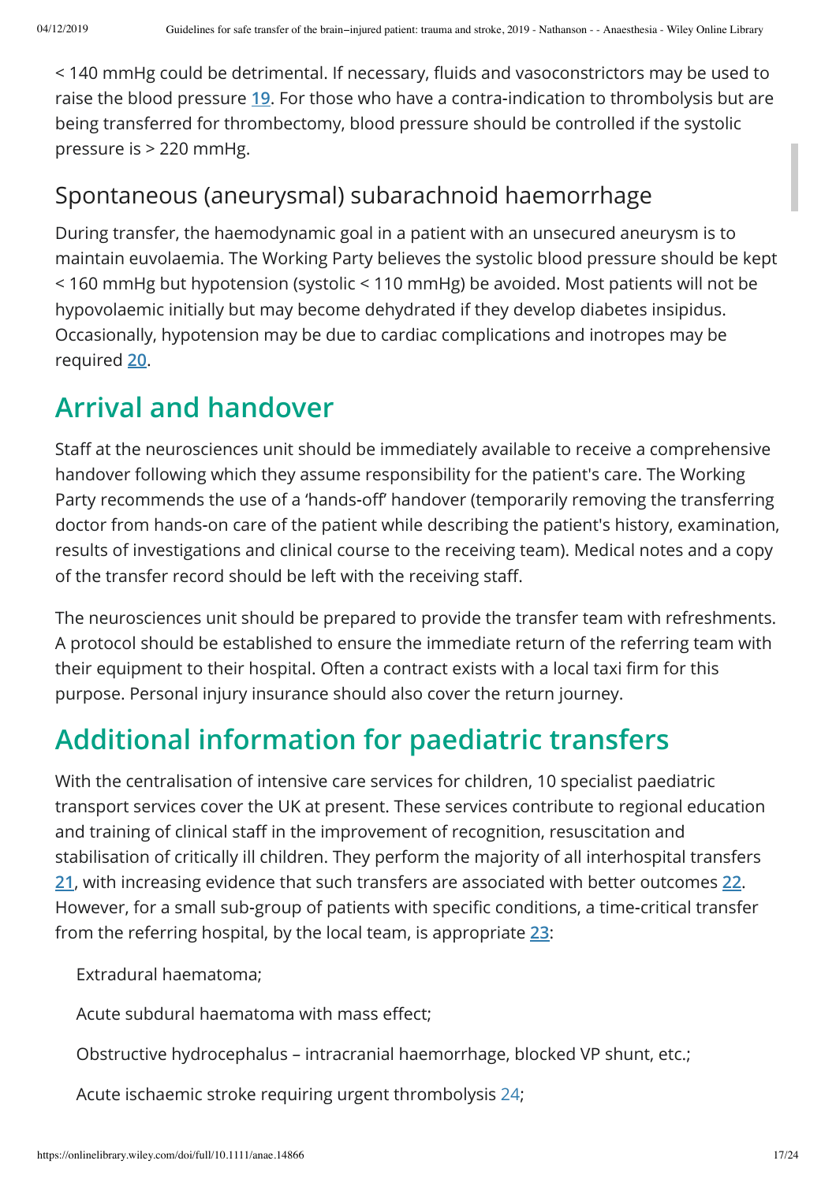< 140 mmHg could be detrimental. If necessary, fluids and vasoconstrictors may be used to raise the blood pressure [19]. For those who have a contra-indication to thrombolysis but are being transferred for thrombectomy, blood pressure should be controlled if the systolic pressure is > 220 mmHg.

### Spontaneous (aneurysmal) subarachnoid haemorrhage

During transfer, the haemodynamic goal in a patient with an unsecured aneurysm is to maintain euvolaemia. The Working Party believes the systolic blood pressure should be kept < 160 mmHg but hypotension (systolic < 110 mmHg) be avoided. Most patients will not be hypovolaemic initially but may become dehydrated if they develop diabetes insipidus. Occasionally, hypotension may be due to cardiac complications and inotropes may be required [20].

## Arrival and handover

Staff at the neurosciences unit should be immediately available to receive a comprehensive handover following which they assume responsibility for the patient's care. The Working Party recommends the use of a 'hands-off' handover (temporarily removing the transferring doctor from hands-on care of the patient while describing the patient's history, examination, results of investigations and clinical course to the receiving team). Medical notes and a copy of the transfer record should be left with the receiving staff.

The neurosciences unit should be prepared to provide the transfer team with refreshments. A protocol should be established to ensure the immediate return of the referring team with their equipment to their hospital. Often a contract exists with a local taxi firm for this purpose. Personal injury insurance should also cover the return journey.

## Additional information for paediatric transfers

With the centralisation of intensive care services for children, 10 specialist paediatric transport services cover the UK at present. These services contribute to regional education and training of clinical staff in the improvement of recognition, resuscitation and stabilisation of critically ill children. They perform the majority of all interhospital transfers [21], with increasing evidence that such transfers are associated with better outcomes [22]. However, for a small sub-group of patients with specific conditions, a time-critical transfer from the referring hospital, by the local team, is appropriate [23]:

- Extradural haematoma;
- Acute subdural haematoma with mass effect;
- Obstructive hydrocephalus – intracranial haemorrhage, blocked VP shunt, etc.;
- Acute ischaemic stroke requiring urgent thrombolysis [24];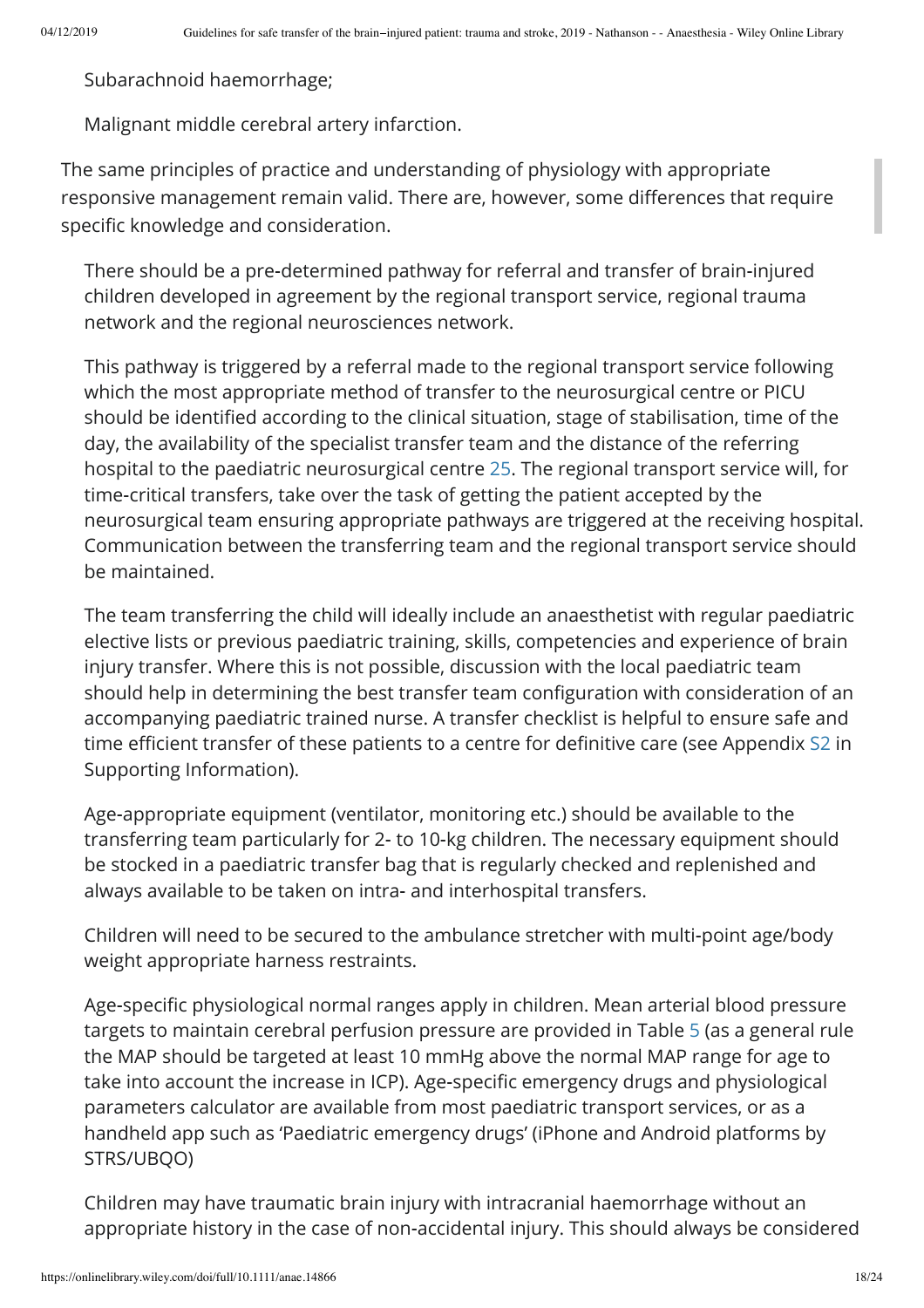Subarachnoid haemorrhage;

Malignant middle cerebral artery infarction.

The same principles of practice and understanding of physiology with appropriate responsive management remain valid. There are, however, some differences that require specific knowledge and consideration.

There should be a pre-determined pathway for referral and transfer of brain-injured children developed in agreement by the regional transport service, regional trauma network and the regional neurosciences network.

This pathway is triggered by a referral made to the regional transport service following which the most appropriate method of transfer to the neurosurgical centre or PICU should be identified according to the clinical situation, stage of stabilisation, time of the day, the availability of the specialist transfer team and the distance of the referring hospital to the paediatric neurosurgical centre 25. The regional transport service will, for time-critical transfers, take over the task of getting the patient accepted by the neurosurgical team ensuring appropriate pathways are triggered at the receiving hospital. Communication between the transferring team and the regional transport service should be maintained.

The team transferring the child will ideally include an anaesthetist with regular paediatric elective lists or previous paediatric training, skills, competencies and experience of brain injury transfer. Where this is not possible, discussion with the local paediatric team should help in determining the best transfer team configuration with consideration of an accompanying paediatric trained nurse. A transfer checklist is helpful to ensure safe and time efficient transfer of these patients to a centre for definitive care (see Appendix S2 in Supporting Information).

Age-appropriate equipment (ventilator, monitoring etc.) should be available to the transferring team particularly for 2- to 10-kg children. The necessary equipment should be stocked in a paediatric transfer bag that is regularly checked and replenished and always available to be taken on intra- and interhospital transfers.

Children will need to be secured to the ambulance stretcher with multi-point age/body weight appropriate harness restraints.

Age-specific physiological normal ranges apply in children. Mean arterial blood pressure targets to maintain cerebral perfusion pressure are provided in Table 5 (as a general rule the MAP should be targeted at least 10 mmHg above the normal MAP range for age to take into account the increase in ICP). Age-specific emergency drugs and physiological parameters calculator are available from most paediatric transport services, or as a handheld app such as 'Paediatric emergency drugs' (iPhone and Android platforms by STRS/UBQO)

Children may have traumatic brain injury with intracranial haemorrhage without an appropriate history in the case of non-accidental injury. This should always be considered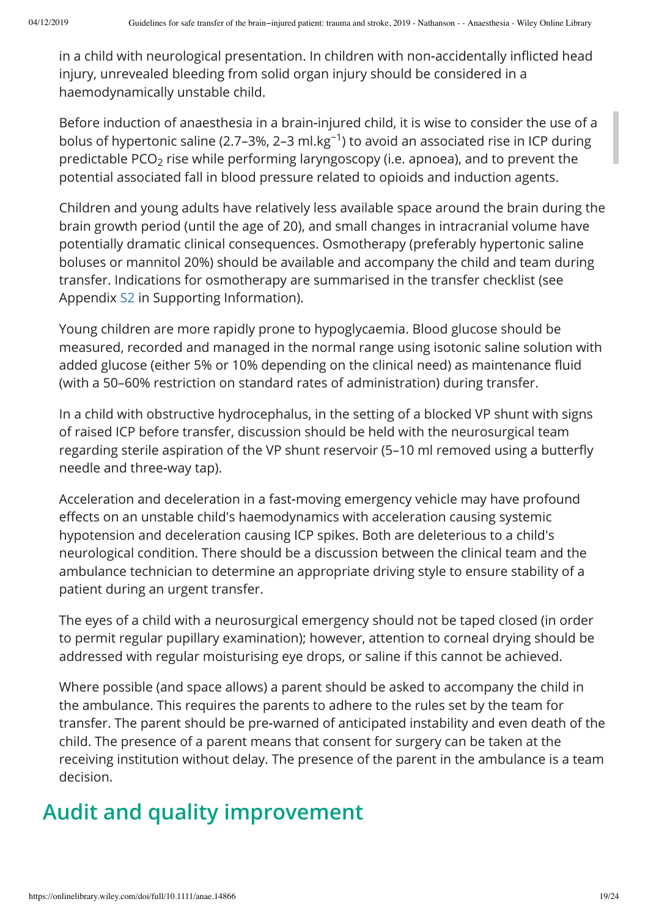in a child with neurological presentation. In children with non-accidentally inflicted head injury, unrevealed bleeding from solid organ injury should be considered in a haemodynamically unstable child.

Before induction of anaesthesia in a brain-injured child, it is wise to consider the use of a bolus of hypertonic saline (2.7–3%, 2–3 $ml.kg^{-1}$) to avoid an associated rise in ICP during predictable $PCO_2$ rise while performing laryngoscopy (i.e. apnoea), and to prevent the potential associated fall in blood pressure related to opioids and induction agents.

Children and young adults have relatively less available space around the brain during the brain growth period (until the age of 20), and small changes in intracranial volume have potentially dramatic clinical consequences. Osmotherapy (preferably hypertonic saline boluses or mannitol 20%) should be available and accompany the child and team during transfer. Indications for osmotherapy are summarised in the transfer checklist (see Appendix S2 in Supporting Information).

Young children are more rapidly prone to hypoglycaemia. Blood glucose should be measured, recorded and managed in the normal range using isotonic saline solution with added glucose (either 5% or 10% depending on the clinical need) as maintenance fluid (with a 50–60% restriction on standard rates of administration) during transfer.

In a child with obstructive hydrocephalus, in the setting of a blocked VP shunt with signs of raised ICP before transfer, discussion should be held with the neurosurgical team regarding sterile aspiration of the VP shunt reservoir (5–10 ml removed using a butterfly needle and three-way tap).

Acceleration and deceleration in a fast-moving emergency vehicle may have profound effects on an unstable child's haemodynamics with acceleration causing systemic hypotension and deceleration causing ICP spikes. Both are deleterious to a child's neurological condition. There should be a discussion between the clinical team and the ambulance technician to determine an appropriate driving style to ensure stability of a patient during an urgent transfer.

The eyes of a child with a neurosurgical emergency should not be taped closed (in order to permit regular pupillary examination); however, attention to corneal drying should be addressed with regular moisturising eye drops, or saline if this cannot be achieved.

Where possible (and space allows) a parent should be asked to accompany the child in the ambulance. This requires the parents to adhere to the rules set by the team for transfer. The parent should be pre-warned of anticipated instability and even death of the child. The presence of a parent means that consent for surgery can be taken at the receiving institution without delay. The presence of the parent in the ambulance is a team decision.

## Audit and quality improvement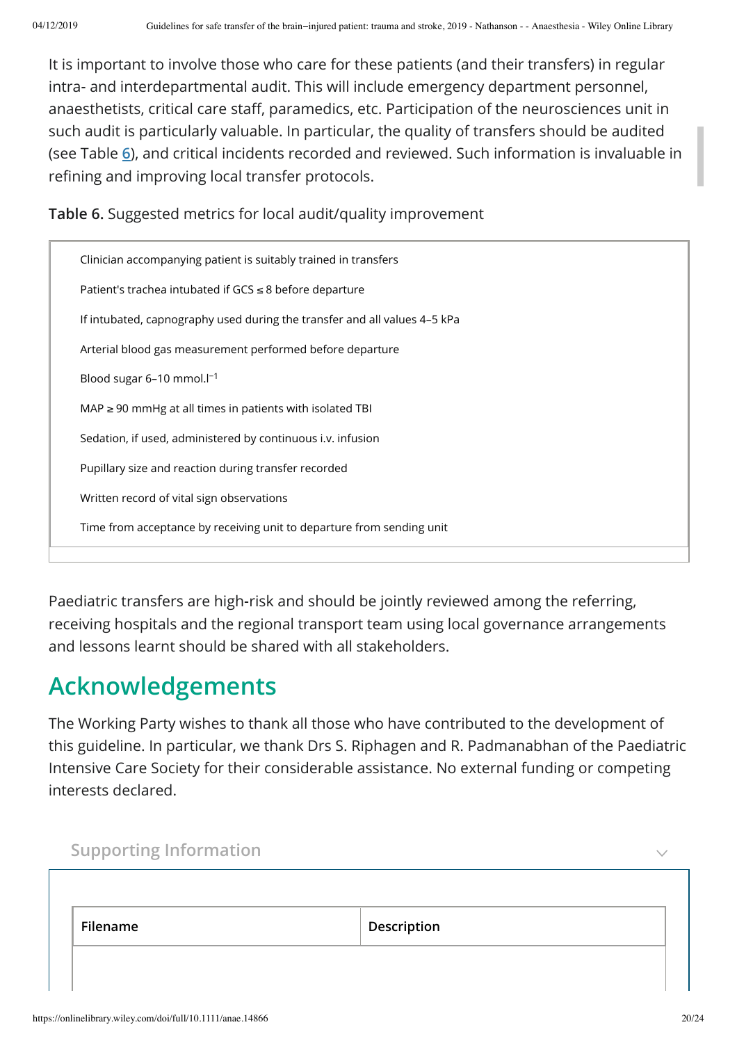It is important to involve those who care for these patients (and their transfers) in regular intra- and interdepartmental audit. This will include emergency department personnel, anaesthetists, critical care staff, paramedics, etc. Participation of the neurosciences unit in such audit is particularly valuable. In particular, the quality of transfers should be audited (see Table 6), and critical incidents recorded and reviewed. Such information is invaluable in refining and improving local transfer protocols.

**Table 6.** Suggested metrics for local audit/quality improvement

| |
|---|
| Clinician accompanying patient is suitably trained in transfers |
| Patient's trachea intubated if GCS ≤ 8 before departure |
| If intubated, capnography used during the transfer and all values 4–5 kPa |
| Arterial blood gas measurement performed before departure |
| Blood sugar 6–10 $mmol.l^{-1}$ |
| MAP ≥ 90 mmHg at all times in patients with isolated TBI |
| Sedation, if used, administered by continuous i.v. infusion |
| Pupillary size and reaction during transfer recorded |
| Written record of vital sign observations |
| Time from acceptance by receiving unit to departure from sending unit |

Paediatric transfers are high-risk and should be jointly reviewed among the referring, receiving hospitals and the regional transport team using local governance arrangements and lessons learnt should be shared with all stakeholders.

# Acknowledgements

The Working Party wishes to thank all those who have contributed to the development of this guideline. In particular, we thank Drs S. Riphagen and R. Padmanabhan of the Paediatric Intensive Care Society for their considerable assistance. No external funding or competing interests declared.

## Supporting Information

| Filename | Description |
|---|---|
| | |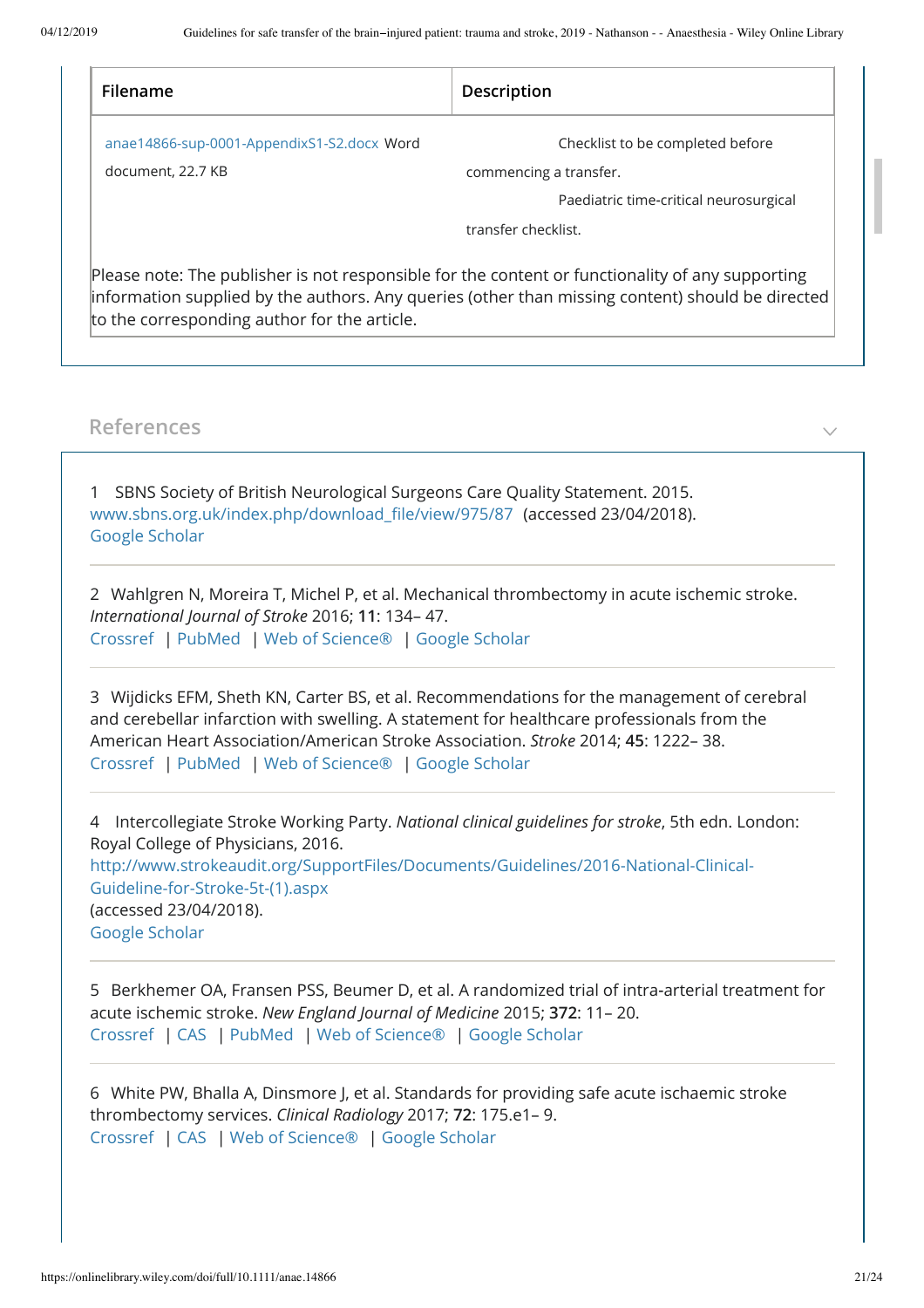| Filename | Description |
| --- | --- |
| anae14866-sup-0001-AppendixS1-S2.docx Word document, 22.7 KB | Checklist to be completed before commencing a transfer. Paediatric time-critical neurosurgical transfer checklist. |

Please note: The publisher is not responsible for the content or functionality of any supporting information supplied by the authors. Any queries (other than missing content) should be directed to the corresponding author for the article.

## References

1 SBNS Society of British Neurological Surgeons Care Quality Statement. 2015. www.sbns.org.uk/index.php/download_file/view/975/87 (accessed 23/04/2018).
Google Scholar

2 Wahlgren N, Moreira T, Michel P, et al. Mechanical thrombectomy in acute ischemic stroke. *International Journal of Stroke* 2016; **11**: 134– 47.
Crossref | PubMed | Web of Science® | Google Scholar

3 Wijdicks EFM, Sheth KN, Carter BS, et al. Recommendations for the management of cerebral and cerebellar infarction with swelling. A statement for healthcare professionals from the American Heart Association/American Stroke Association. *Stroke* 2014; **45**: 1222– 38.
Crossref | PubMed | Web of Science® | Google Scholar

4 Intercollegiate Stroke Working Party. *National clinical guidelines for stroke*, 5th edn. London: Royal College of Physicians, 2016.
http://www.strokeaudit.org/SupportFiles/Documents/Guidelines/2016-National-Clinical-Guideline-for-Stroke-5t-(1).aspx
(accessed 23/04/2018).
Google Scholar

5 Berkhemer OA, Fransen PSS, Beumer D, et al. A randomized trial of intra-arterial treatment for acute ischemic stroke. *New England Journal of Medicine* 2015; **372**: 11– 20.
Crossref | CAS | PubMed | Web of Science® | Google Scholar

6 White PW, Bhalla A, Dinsmore J, et al. Standards for providing safe acute ischaemic stroke thrombectomy services. *Clinical Radiology* 2017; **72**: 175.e1– 9.
Crossref | CAS | Web of Science® | Google Scholar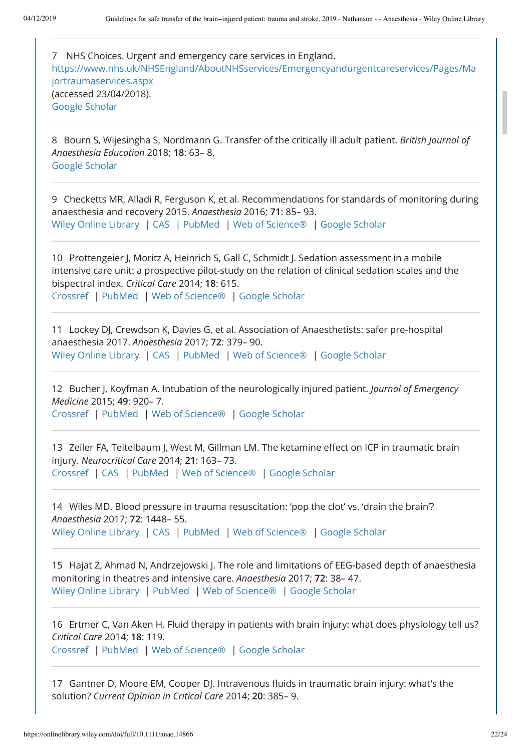7 NHS Choices. Urgent and emergency care services in England. https://www.nhs.uk/NHSEngland/AboutNHSservices/Emergencyandurgentcareservices/Pages/Majortraumaservices.aspx (accessed 23/04/2018).
Google Scholar

8 Bourn S, Wijesingha S, Nordmann G. Transfer of the critically ill adult patient. *British Journal of Anaesthesia Education* 2018; **18**: 63– 8.
Google Scholar

9 Checketts MR, Alladi R, Ferguson K, et al. Recommendations for standards of monitoring during anaesthesia and recovery 2015. *Anaesthesia* 2016; **71**: 85– 93.
Wiley Online Library | CAS | PubMed | Web of Science® | Google Scholar

10 Prottengeier J, Moritz A, Heinrich S, Gall C, Schmidt J. Sedation assessment in a mobile intensive care unit: a prospective pilot-study on the relation of clinical sedation scales and the bispectral index. *Critical Care* 2014; **18**: 615.
Crossref | PubMed | Web of Science® | Google Scholar

11 Lockey DJ, Crewdson K, Davies G, et al. Association of Anaesthetists: safer pre-hospital anaesthesia 2017. *Anaesthesia* 2017; **72**: 379– 90.
Wiley Online Library | CAS | PubMed | Web of Science® | Google Scholar

12 Bucher J, Koyfman A. Intubation of the neurologically injured patient. *Journal of Emergency Medicine* 2015; **49**: 920– 7.
Crossref | PubMed | Web of Science® | Google Scholar

13 Zeiler FA, Teitelbaum J, West M, Gillman LM. The ketamine effect on ICP in traumatic brain injury. *Neurocritical Care* 2014; **21**: 163– 73.
Crossref | CAS | PubMed | Web of Science® | Google Scholar

14 Wiles MD. Blood pressure in trauma resuscitation: 'pop the clot' vs. 'drain the brain'? *Anaesthesia* 2017; **72**: 1448– 55.
Wiley Online Library | CAS | PubMed | Web of Science® | Google Scholar

15 Hajat Z, Ahmad N, Andrzejowski J. The role and limitations of EEG-based depth of anaesthesia monitoring in theatres and intensive care. *Anaesthesia* 2017; **72**: 38– 47.
Wiley Online Library | PubMed | Web of Science® | Google Scholar

16 Ertmer C, Van Aken H. Fluid therapy in patients with brain injury: what does physiology tell us? *Critical Care* 2014; **18**: 119.
Crossref | PubMed | Web of Science® | Google Scholar

17 Gantner D, Moore EM, Cooper DJ. Intravenous fluids in traumatic brain injury: what's the solution? *Current Opinion in Critical Care* 2014; **20**: 385– 9.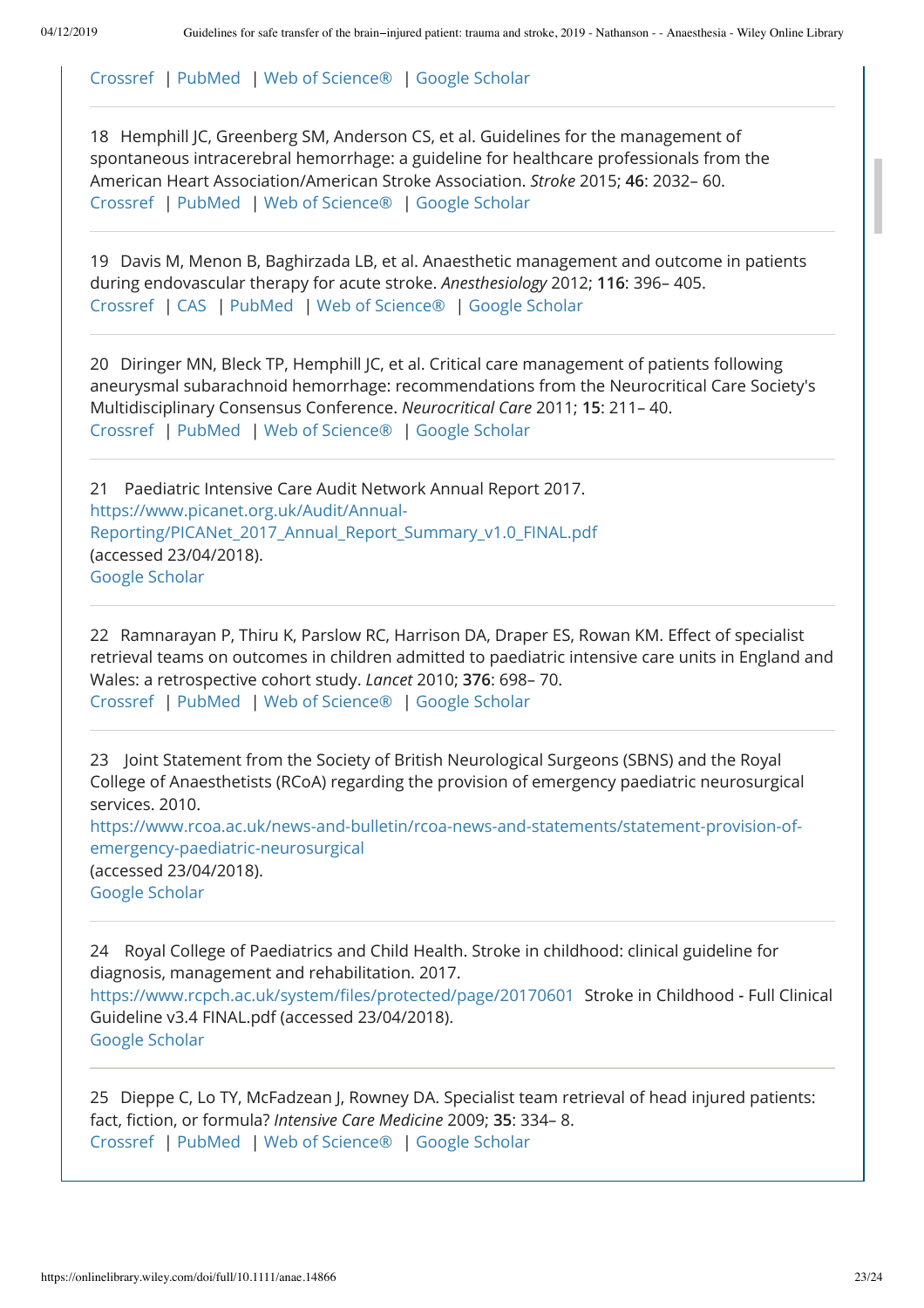Crossref | PubMed | Web of Science® | Google Scholar

18 Hemphill JC, Greenberg SM, Anderson CS, et al. Guidelines for the management of spontaneous intracerebral hemorrhage: a guideline for healthcare professionals from the American Heart Association/American Stroke Association. *Stroke* 2015; **46**: 2032– 60.
Crossref | PubMed | Web of Science® | Google Scholar

19 Davis M, Menon B, Baghirzada LB, et al. Anaesthetic management and outcome in patients during endovascular therapy for acute stroke. *Anesthesiology* 2012; **116**: 396– 405.
Crossref | CAS | PubMed | Web of Science® | Google Scholar

20 Diringer MN, Bleck TP, Hemphill JC, et al. Critical care management of patients following aneurysmal subarachnoid hemorrhage: recommendations from the Neurocritical Care Society's Multidisciplinary Consensus Conference. *Neurocritical Care* 2011; **15**: 211– 40.
Crossref | PubMed | Web of Science® | Google Scholar

21 Paediatric Intensive Care Audit Network Annual Report 2017. https://www.picanet.org.uk/Audit/Annual-Reporting/PICANet_2017_Annual_Report_Summary_v1.0_FINAL.pdf (accessed 23/04/2018).
Google Scholar

22 Ramnarayan P, Thiru K, Parslow RC, Harrison DA, Draper ES, Rowan KM. Effect of specialist retrieval teams on outcomes in children admitted to paediatric intensive care units in England and Wales: a retrospective cohort study. *Lancet* 2010; **376**: 698– 70.
Crossref | PubMed | Web of Science® | Google Scholar

23 Joint Statement from the Society of British Neurological Surgeons (SBNS) and the Royal College of Anaesthetists (RCoA) regarding the provision of emergency paediatric neurosurgical services. 2010.
https://www.rcoa.ac.uk/news-and-bulletin/rcoa-news-and-statements/statement-provision-of-emergency-paediatric-neurosurgical
(accessed 23/04/2018).
Google Scholar

24 Royal College of Paediatrics and Child Health. Stroke in childhood: clinical guideline for diagnosis, management and rehabilitation. 2017.
https://www.rcpch.ac.uk/system/files/protected/page/20170601 Stroke in Childhood - Full Clinical Guideline v3.4 FINAL.pdf (accessed 23/04/2018).
Google Scholar

25 Dieppe C, Lo TY, McFadzean J, Rowney DA. Specialist team retrieval of head injured patients: fact, fiction, or formula? *Intensive Care Medicine* 2009; **35**: 334– 8.
Crossref | PubMed | Web of Science® | Google Scholar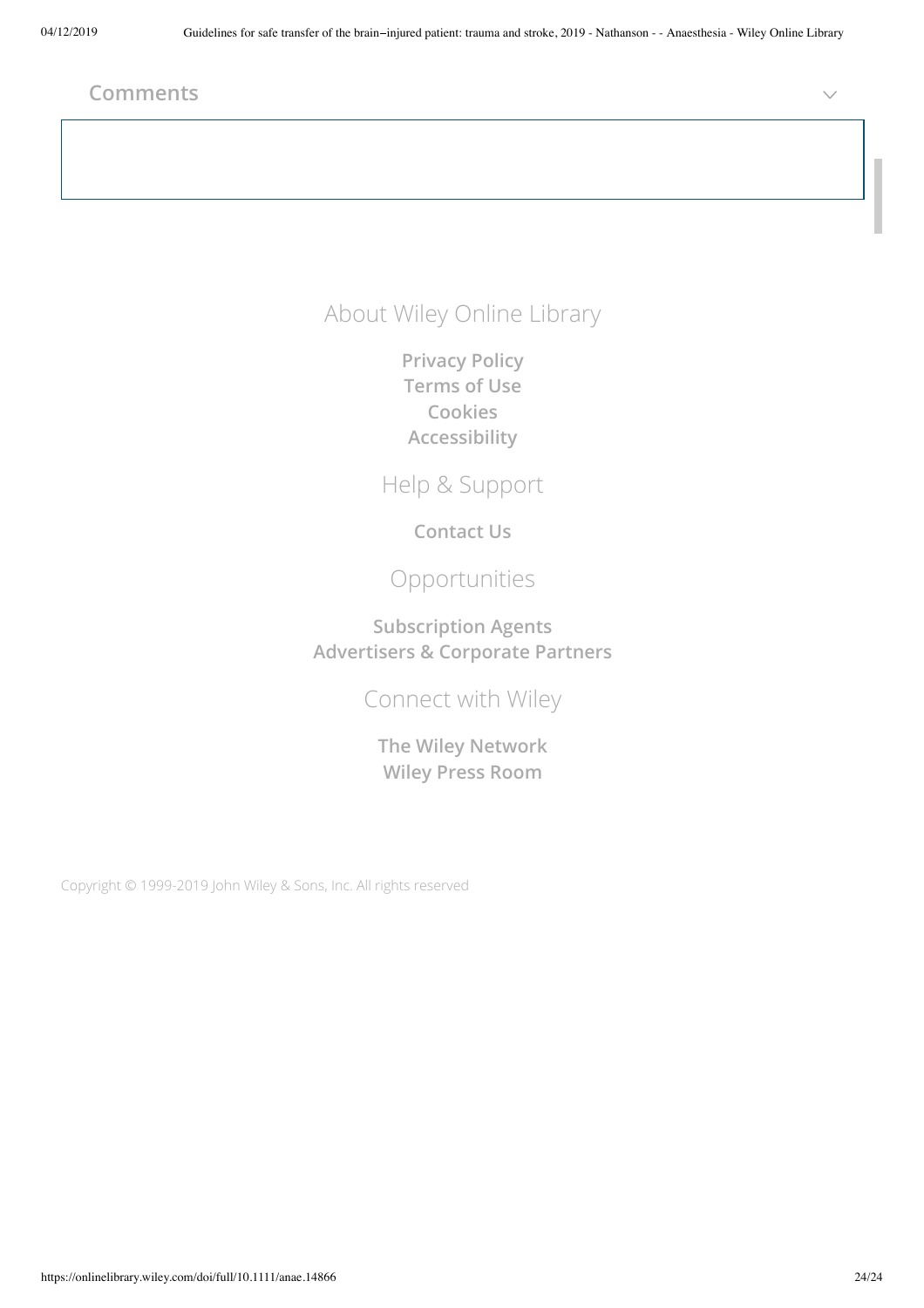## Comments

## About Wiley Online Library

**Privacy Policy**
**Terms of Use**
**Cookies**
**Accessibility**

## Help & Support

**Contact Us**

## Opportunities

**Subscription Agents**
**Advertisers & Corporate Partners**

## Connect with Wiley

**The Wiley Network**
**Wiley Press Room**

Copyright © 1999-2019 John Wiley & Sons, Inc. All rights reserved